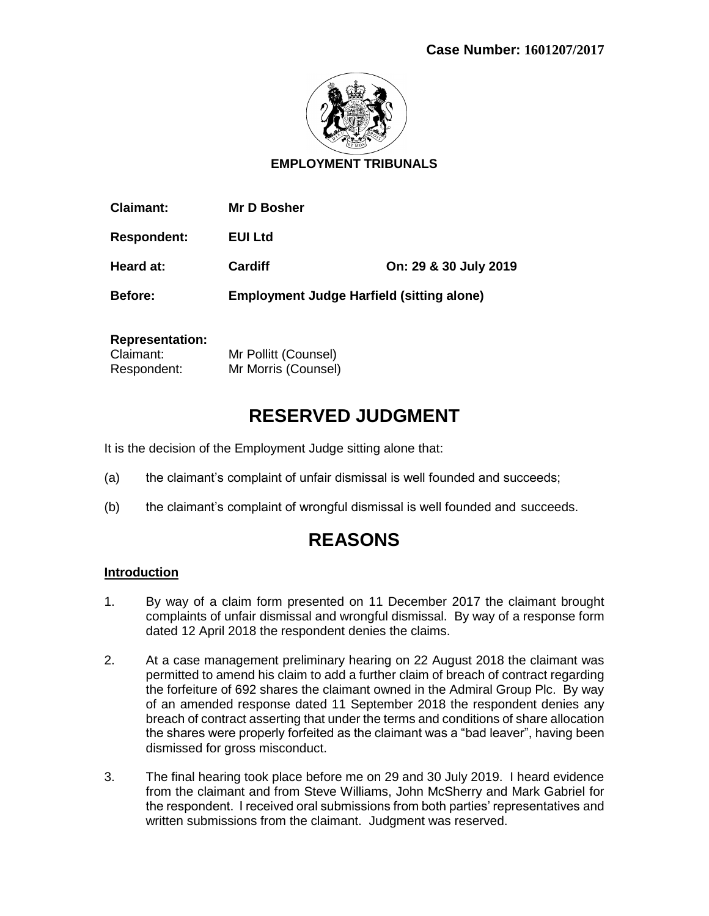**Case Number: 1601207/2017**

**EMPLOYMENT TRIBUNALS**

| | | |
|---|---|---|
| **Claimant:** | **Mr D Bosher** | |
| **Respondent:** | **EUI Ltd** | |
| **Heard at:** | **Cardiff** | **On: 29 & 30 July 2019** |
| **Before:** | **Employment Judge Harfield (sitting alone)** | |

**Representation:**
Claimant: Mr Pollitt (Counsel)
Respondent: Mr Morris (Counsel)

# RESERVED JUDGMENT

It is the decision of the Employment Judge sitting alone that:

(a) the claimant's complaint of unfair dismissal is well founded and succeeds;

(b) the claimant's complaint of wrongful dismissal is well founded and succeeds.

# REASONS

**Introduction**

1. By way of a claim form presented on 11 December 2017 the claimant brought complaints of unfair dismissal and wrongful dismissal. By way of a response form dated 12 April 2018 the respondent denies the claims.

2. At a case management preliminary hearing on 22 August 2018 the claimant was permitted to amend his claim to add a further claim of breach of contract regarding the forfeiture of 692 shares the claimant owned in the Admiral Group Plc. By way of an amended response dated 11 September 2018 the respondent denies any breach of contract asserting that under the terms and conditions of share allocation the shares were properly forfeited as the claimant was a "bad leaver", having been dismissed for gross misconduct.

3. The final hearing took place before me on 29 and 30 July 2019. I heard evidence from the claimant and from Steve Williams, John McSherry and Mark Gabriel for the respondent. I received oral submissions from both parties' representatives and written submissions from the claimant. Judgment was reserved.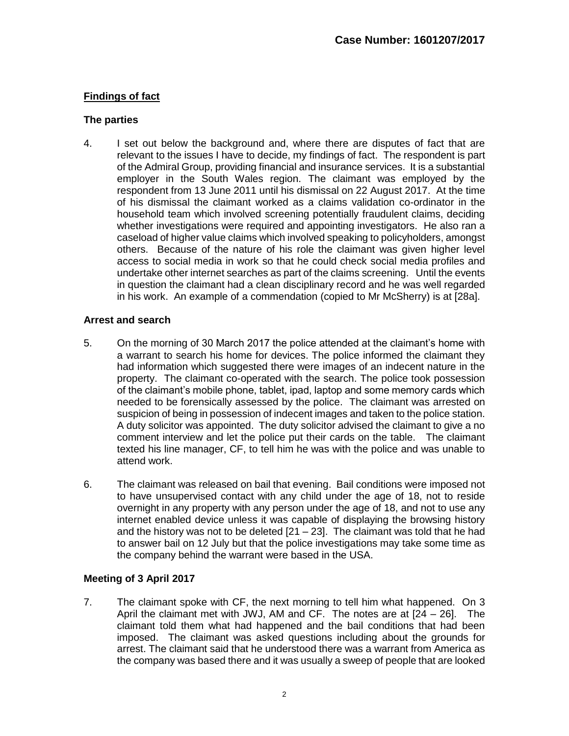## Findings of fact

### The parties

4. I set out below the background and, where there are disputes of fact that are relevant to the issues I have to decide, my findings of fact. The respondent is part of the Admiral Group, providing financial and insurance services. It is a substantial employer in the South Wales region. The claimant was employed by the respondent from 13 June 2011 until his dismissal on 22 August 2017. At the time of his dismissal the claimant worked as a claims validation co-ordinator in the household team which involved screening potentially fraudulent claims, deciding whether investigations were required and appointing investigators. He also ran a caseload of higher value claims which involved speaking to policyholders, amongst others. Because of the nature of his role the claimant was given higher level access to social media in work so that he could check social media profiles and undertake other internet searches as part of the claims screening. Until the events in question the claimant had a clean disciplinary record and he was well regarded in his work. An example of a commendation (copied to Mr McSherry) is at [28a].

### Arrest and search

5. On the morning of 30 March 2017 the police attended at the claimant's home with a warrant to search his home for devices. The police informed the claimant they had information which suggested there were images of an indecent nature in the property. The claimant co-operated with the search. The police took possession of the claimant's mobile phone, tablet, ipad, laptop and some memory cards which needed to be forensically assessed by the police. The claimant was arrested on suspicion of being in possession of indecent images and taken to the police station. A duty solicitor was appointed. The duty solicitor advised the claimant to give a no comment interview and let the police put their cards on the table. The claimant texted his line manager, CF, to tell him he was with the police and was unable to attend work.

6. The claimant was released on bail that evening. Bail conditions were imposed not to have unsupervised contact with any child under the age of 18, not to reside overnight in any property with any person under the age of 18, and not to use any internet enabled device unless it was capable of displaying the browsing history and the history was not to be deleted [21 – 23]. The claimant was told that he had to answer bail on 12 July but that the police investigations may take some time as the company behind the warrant were based in the USA.

### Meeting of 3 April 2017

7. The claimant spoke with CF, the next morning to tell him what happened. On 3 April the claimant met with JWJ, AM and CF. The notes are at [24 – 26]. The claimant told them what had happened and the bail conditions that had been imposed. The claimant was asked questions including about the grounds for arrest. The claimant said that he understood there was a warrant from America as the company was based there and it was usually a sweep of people that are looked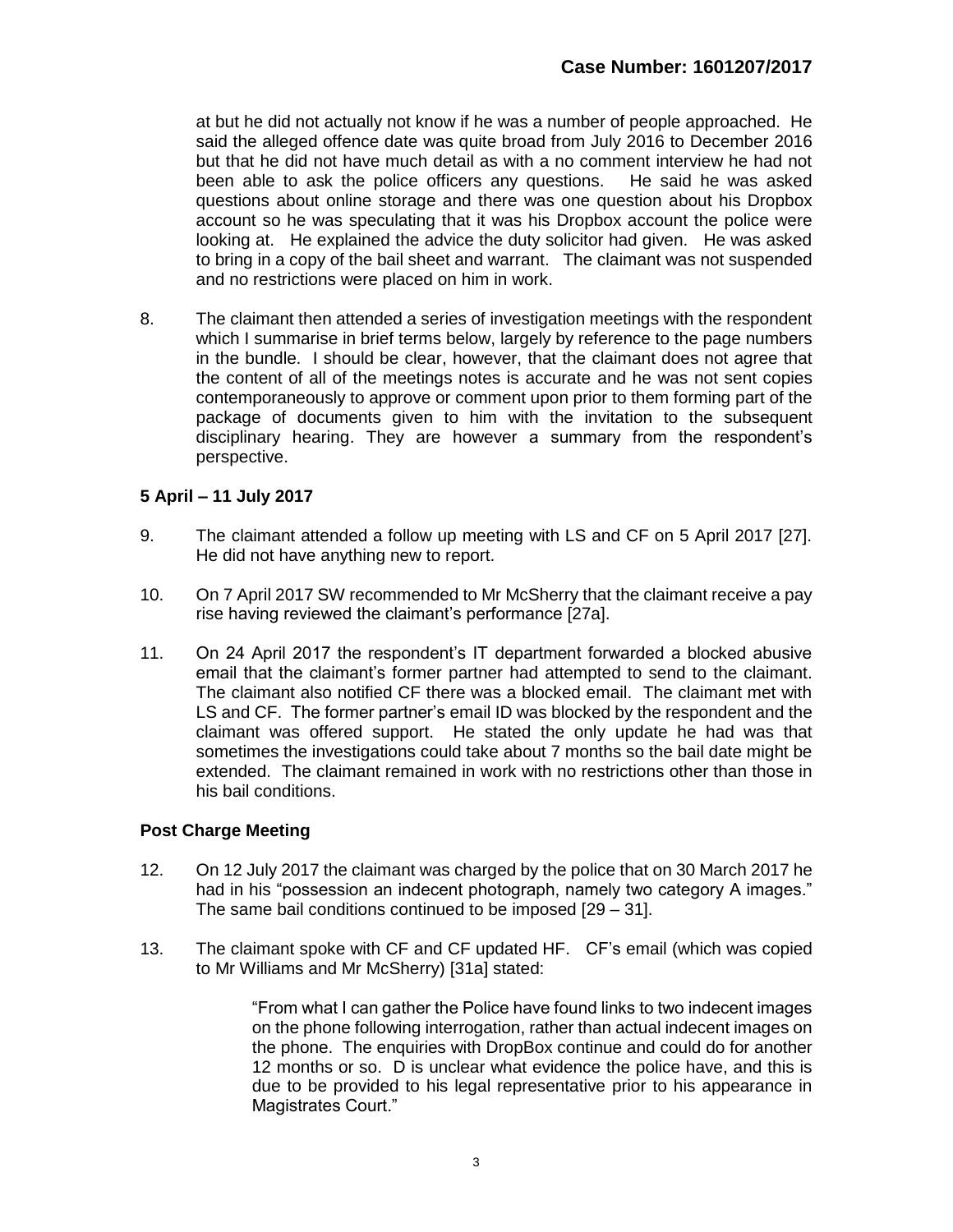at but he did not actually not know if he was a number of people approached. He said the alleged offence date was quite broad from July 2016 to December 2016 but that he did not have much detail as with a no comment interview he had not been able to ask the police officers any questions. He said he was asked questions about online storage and there was one question about his Dropbox account so he was speculating that it was his Dropbox account the police were looking at. He explained the advice the duty solicitor had given. He was asked to bring in a copy of the bail sheet and warrant. The claimant was not suspended and no restrictions were placed on him in work.

8. The claimant then attended a series of investigation meetings with the respondent which I summarise in brief terms below, largely by reference to the page numbers in the bundle. I should be clear, however, that the claimant does not agree that the content of all of the meetings notes is accurate and he was not sent copies contemporaneously to approve or comment upon prior to them forming part of the package of documents given to him with the invitation to the subsequent disciplinary hearing. They are however a summary from the respondent's perspective.

**5 April – 11 July 2017**

9. The claimant attended a follow up meeting with LS and CF on 5 April 2017 [27]. He did not have anything new to report.

10. On 7 April 2017 SW recommended to Mr McSherry that the claimant receive a pay rise having reviewed the claimant's performance [27a].

11. On 24 April 2017 the respondent's IT department forwarded a blocked abusive email that the claimant's former partner had attempted to send to the claimant. The claimant also notified CF there was a blocked email. The claimant met with LS and CF. The former partner's email ID was blocked by the respondent and the claimant was offered support. He stated the only update he had was that sometimes the investigations could take about 7 months so the bail date might be extended. The claimant remained in work with no restrictions other than those in his bail conditions.

**Post Charge Meeting**

12. On 12 July 2017 the claimant was charged by the police that on 30 March 2017 he had in his "possession an indecent photograph, namely two category A images." The same bail conditions continued to be imposed [29 – 31].

13. The claimant spoke with CF and CF updated HF. CF's email (which was copied to Mr Williams and Mr McSherry) [31a] stated:

> "From what I can gather the Police have found links to two indecent images on the phone following interrogation, rather than actual indecent images on the phone. The enquiries with DropBox continue and could do for another 12 months or so. D is unclear what evidence the police have, and this is due to be provided to his legal representative prior to his appearance in Magistrates Court."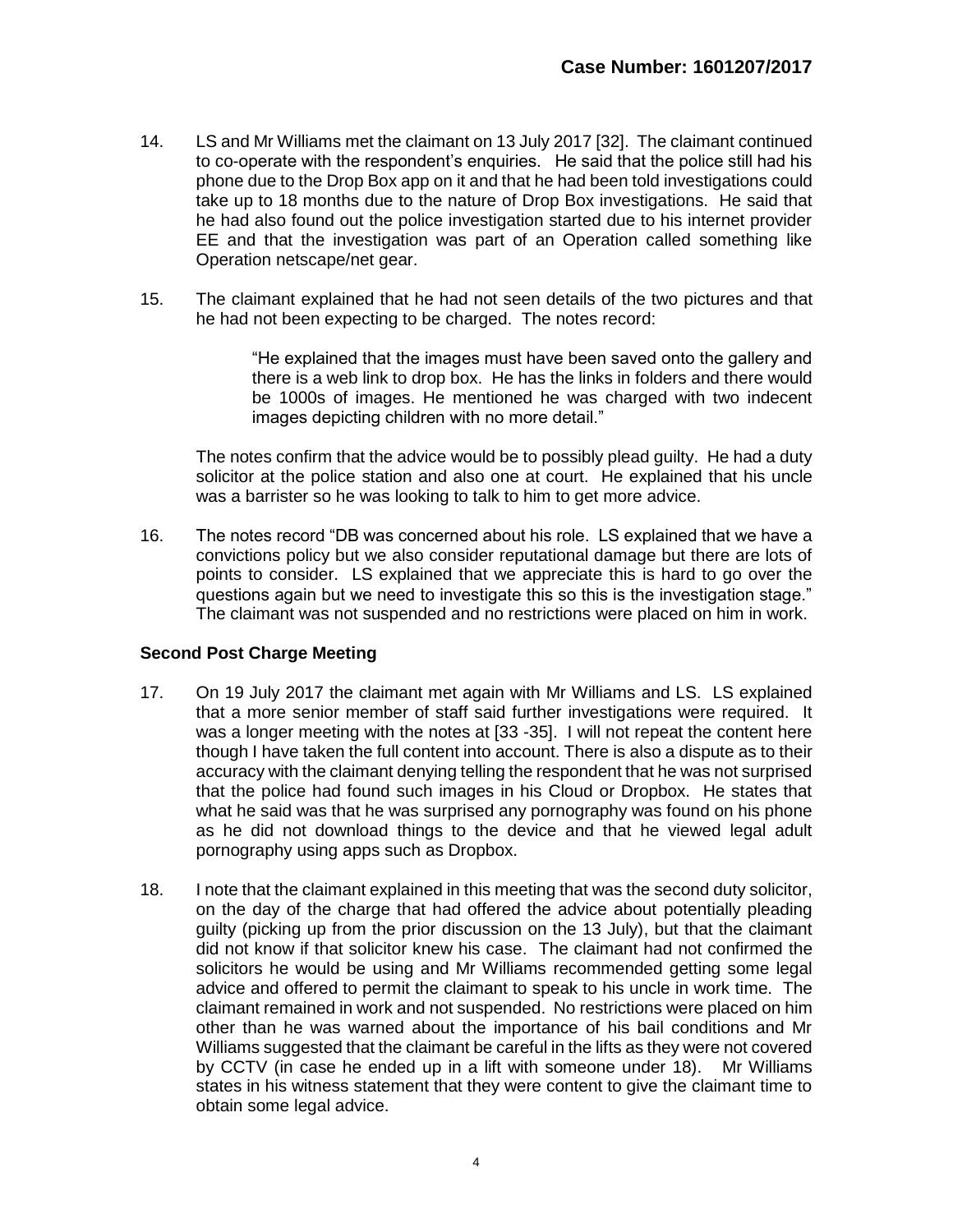14. LS and Mr Williams met the claimant on 13 July 2017 [32]. The claimant continued to co-operate with the respondent's enquiries. He said that the police still had his phone due to the Drop Box app on it and that he had been told investigations could take up to 18 months due to the nature of Drop Box investigations. He said that he had also found out the police investigation started due to his internet provider EE and that the investigation was part of an Operation called something like Operation netscape/net gear.

15. The claimant explained that he had not seen details of the two pictures and that he had not been expecting to be charged. The notes record:

> "He explained that the images must have been saved onto the gallery and there is a web link to drop box. He has the links in folders and there would be 1000s of images. He mentioned he was charged with two indecent images depicting children with no more detail."

The notes confirm that the advice would be to possibly plead guilty. He had a duty solicitor at the police station and also one at court. He explained that his uncle was a barrister so he was looking to talk to him to get more advice.

16. The notes record "DB was concerned about his role. LS explained that we have a convictions policy but we also consider reputational damage but there are lots of points to consider. LS explained that we appreciate this is hard to go over the questions again but we need to investigate this so this is the investigation stage." The claimant was not suspended and no restrictions were placed on him in work.

### Second Post Charge Meeting

17. On 19 July 2017 the claimant met again with Mr Williams and LS. LS explained that a more senior member of staff said further investigations were required. It was a longer meeting with the notes at [33 -35]. I will not repeat the content here though I have taken the full content into account. There is also a dispute as to their accuracy with the claimant denying telling the respondent that he was not surprised that the police had found such images in his Cloud or Dropbox. He states that what he said was that he was surprised any pornography was found on his phone as he did not download things to the device and that he viewed legal adult pornography using apps such as Dropbox.

18. I note that the claimant explained in this meeting that was the second duty solicitor, on the day of the charge that had offered the advice about potentially pleading guilty (picking up from the prior discussion on the 13 July), but that the claimant did not know if that solicitor knew his case. The claimant had not confirmed the solicitors he would be using and Mr Williams recommended getting some legal advice and offered to permit the claimant to speak to his uncle in work time. The claimant remained in work and not suspended. No restrictions were placed on him other than he was warned about the importance of his bail conditions and Mr Williams suggested that the claimant be careful in the lifts as they were not covered by CCTV (in case he ended up in a lift with someone under 18). Mr Williams states in his witness statement that they were content to give the claimant time to obtain some legal advice.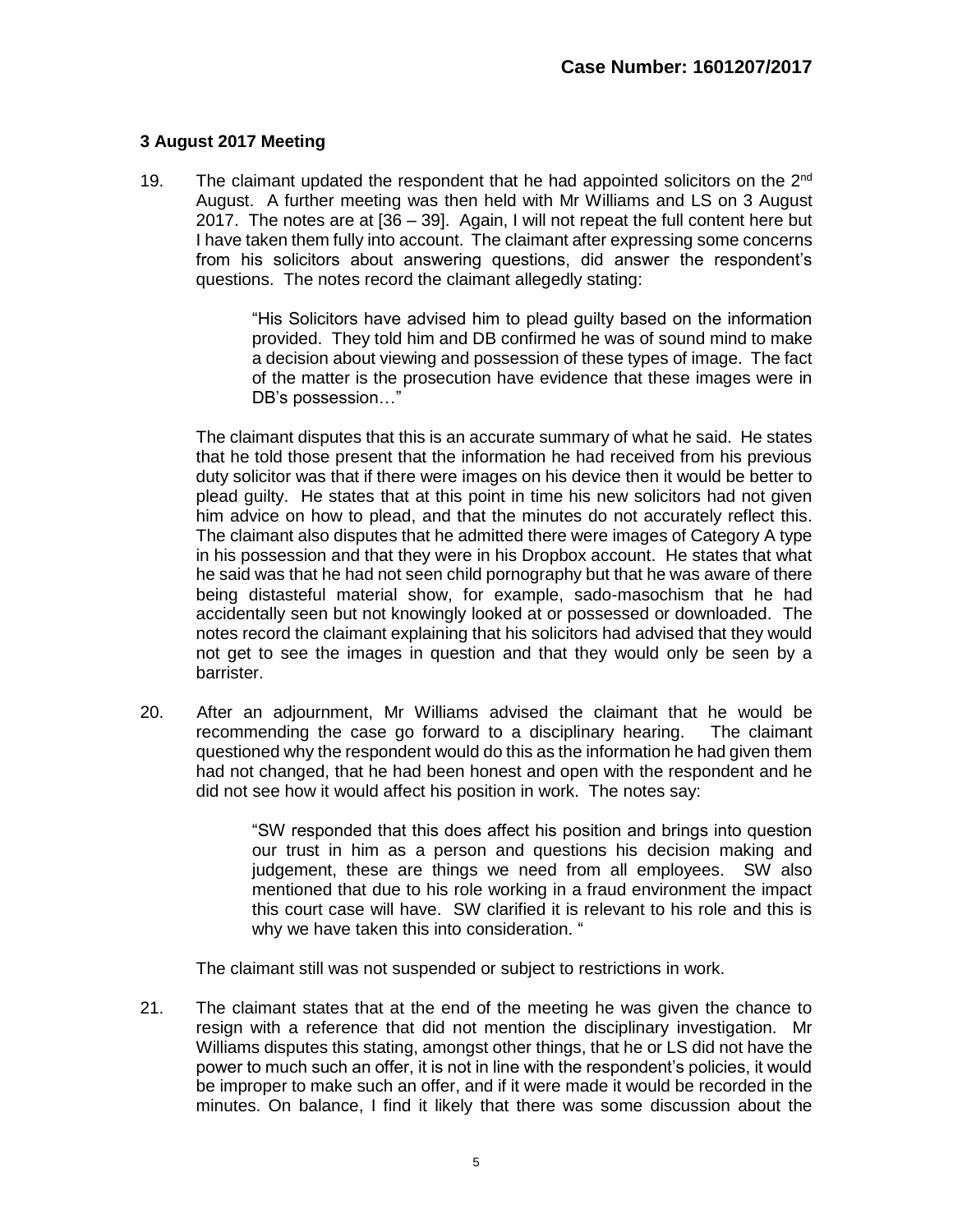### 3 August 2017 Meeting

19. The claimant updated the respondent that he had appointed solicitors on the 2nd August. A further meeting was then held with Mr Williams and LS on 3 August 2017. The notes are at [36 – 39]. Again, I will not repeat the full content here but I have taken them fully into account. The claimant after expressing some concerns from his solicitors about answering questions, did answer the respondent's questions. The notes record the claimant allegedly stating:

> "His Solicitors have advised him to plead guilty based on the information provided. They told him and DB confirmed he was of sound mind to make a decision about viewing and possession of these types of image. The fact of the matter is the prosecution have evidence that these images were in DB's possession…"

The claimant disputes that this is an accurate summary of what he said. He states that he told those present that the information he had received from his previous duty solicitor was that if there were images on his device then it would be better to plead guilty. He states that at this point in time his new solicitors had not given him advice on how to plead, and that the minutes do not accurately reflect this. The claimant also disputes that he admitted there were images of Category A type in his possession and that they were in his Dropbox account. He states that what he said was that he had not seen child pornography but that he was aware of there being distasteful material show, for example, sado-masochism that he had accidentally seen but not knowingly looked at or possessed or downloaded. The notes record the claimant explaining that his solicitors had advised that they would not get to see the images in question and that they would only be seen by a barrister.

20. After an adjournment, Mr Williams advised the claimant that he would be recommending the case go forward to a disciplinary hearing. The claimant questioned why the respondent would do this as the information he had given them had not changed, that he had been honest and open with the respondent and he did not see how it would affect his position in work. The notes say:

> "SW responded that this does affect his position and brings into question our trust in him as a person and questions his decision making and judgement, these are things we need from all employees. SW also mentioned that due to his role working in a fraud environment the impact this court case will have. SW clarified it is relevant to his role and this is why we have taken this into consideration. "

The claimant still was not suspended or subject to restrictions in work.

21. The claimant states that at the end of the meeting he was given the chance to resign with a reference that did not mention the disciplinary investigation. Mr Williams disputes this stating, amongst other things, that he or LS did not have the power to much such an offer, it is not in line with the respondent's policies, it would be improper to make such an offer, and if it were made it would be recorded in the minutes. On balance, I find it likely that there was some discussion about the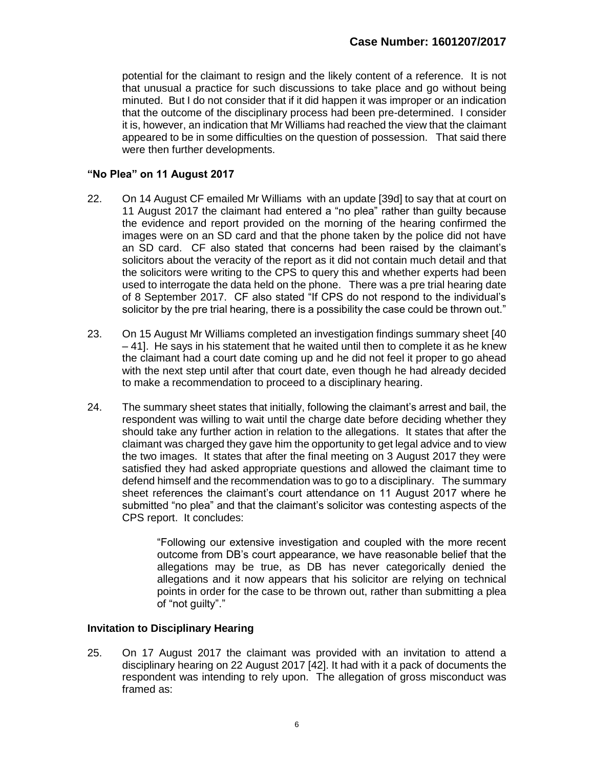potential for the claimant to resign and the likely content of a reference. It is not that unusual a practice for such discussions to take place and go without being minuted. But I do not consider that if it did happen it was improper or an indication that the outcome of the disciplinary process had been pre-determined. I consider it is, however, an indication that Mr Williams had reached the view that the claimant appeared to be in some difficulties on the question of possession. That said there were then further developments.

### "No Plea" on 11 August 2017

22. On 14 August CF emailed Mr Williams with an update [39d] to say that at court on 11 August 2017 the claimant had entered a "no plea" rather than guilty because the evidence and report provided on the morning of the hearing confirmed the images were on an SD card and that the phone taken by the police did not have an SD card. CF also stated that concerns had been raised by the claimant's solicitors about the veracity of the report as it did not contain much detail and that the solicitors were writing to the CPS to query this and whether experts had been used to interrogate the data held on the phone. There was a pre trial hearing date of 8 September 2017. CF also stated "If CPS do not respond to the individual's solicitor by the pre trial hearing, there is a possibility the case could be thrown out."

23. On 15 August Mr Williams completed an investigation findings summary sheet [40 – 41]. He says in his statement that he waited until then to complete it as he knew the claimant had a court date coming up and he did not feel it proper to go ahead with the next step until after that court date, even though he had already decided to make a recommendation to proceed to a disciplinary hearing.

24. The summary sheet states that initially, following the claimant's arrest and bail, the respondent was willing to wait until the charge date before deciding whether they should take any further action in relation to the allegations. It states that after the claimant was charged they gave him the opportunity to get legal advice and to view the two images. It states that after the final meeting on 3 August 2017 they were satisfied they had asked appropriate questions and allowed the claimant time to defend himself and the recommendation was to go to a disciplinary. The summary sheet references the claimant's court attendance on 11 August 2017 where he submitted "no plea" and that the claimant's solicitor was contesting aspects of the CPS report. It concludes:

> "Following our extensive investigation and coupled with the more recent outcome from DB's court appearance, we have reasonable belief that the allegations may be true, as DB has never categorically denied the allegations and it now appears that his solicitor are relying on technical points in order for the case to be thrown out, rather than submitting a plea of "not guilty"."

### Invitation to Disciplinary Hearing

25. On 17 August 2017 the claimant was provided with an invitation to attend a disciplinary hearing on 22 August 2017 [42]. It had with it a pack of documents the respondent was intending to rely upon. The allegation of gross misconduct was framed as: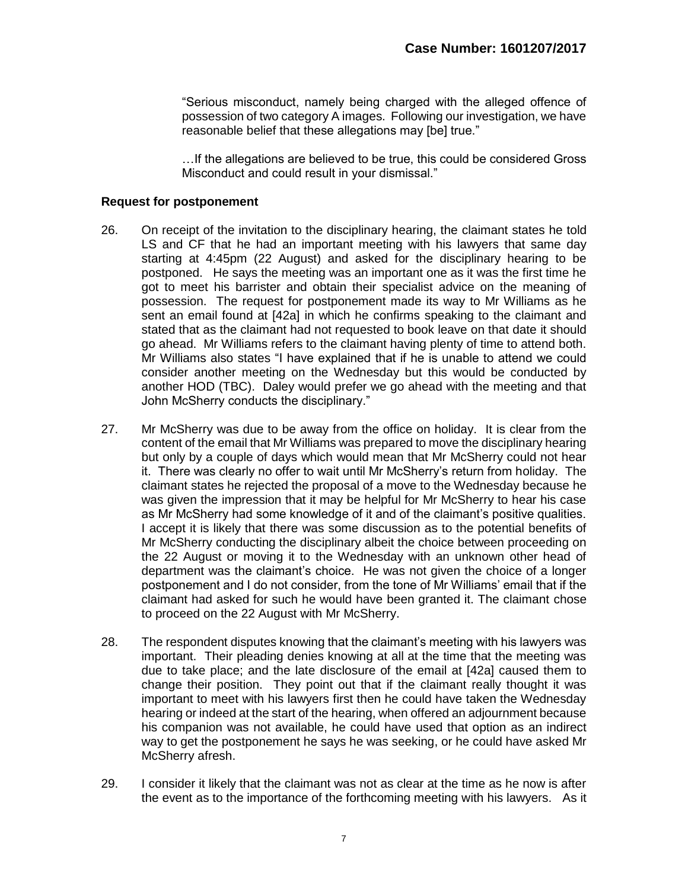"Serious misconduct, namely being charged with the alleged offence of possession of two category A images. Following our investigation, we have reasonable belief that these allegations may [be] true."

…If the allegations are believed to be true, this could be considered Gross Misconduct and could result in your dismissal."

**Request for postponement**

26. On receipt of the invitation to the disciplinary hearing, the claimant states he told LS and CF that he had an important meeting with his lawyers that same day starting at 4:45pm (22 August) and asked for the disciplinary hearing to be postponed. He says the meeting was an important one as it was the first time he got to meet his barrister and obtain their specialist advice on the meaning of possession. The request for postponement made its way to Mr Williams as he sent an email found at [42a] in which he confirms speaking to the claimant and stated that as the claimant had not requested to book leave on that date it should go ahead. Mr Williams refers to the claimant having plenty of time to attend both. Mr Williams also states "I have explained that if he is unable to attend we could consider another meeting on the Wednesday but this would be conducted by another HOD (TBC). Daley would prefer we go ahead with the meeting and that John McSherry conducts the disciplinary."

27. Mr McSherry was due to be away from the office on holiday. It is clear from the content of the email that Mr Williams was prepared to move the disciplinary hearing but only by a couple of days which would mean that Mr McSherry could not hear it. There was clearly no offer to wait until Mr McSherry's return from holiday. The claimant states he rejected the proposal of a move to the Wednesday because he was given the impression that it may be helpful for Mr McSherry to hear his case as Mr McSherry had some knowledge of it and of the claimant's positive qualities. I accept it is likely that there was some discussion as to the potential benefits of Mr McSherry conducting the disciplinary albeit the choice between proceeding on the 22 August or moving it to the Wednesday with an unknown other head of department was the claimant's choice. He was not given the choice of a longer postponement and I do not consider, from the tone of Mr Williams' email that if the claimant had asked for such he would have been granted it. The claimant chose to proceed on the 22 August with Mr McSherry.

28. The respondent disputes knowing that the claimant's meeting with his lawyers was important. Their pleading denies knowing at all at the time that the meeting was due to take place; and the late disclosure of the email at [42a] caused them to change their position. They point out that if the claimant really thought it was important to meet with his lawyers first then he could have taken the Wednesday hearing or indeed at the start of the hearing, when offered an adjournment because his companion was not available, he could have used that option as an indirect way to get the postponement he says he was seeking, or he could have asked Mr McSherry afresh.

29. I consider it likely that the claimant was not as clear at the time as he now is after the event as to the importance of the forthcoming meeting with his lawyers. As it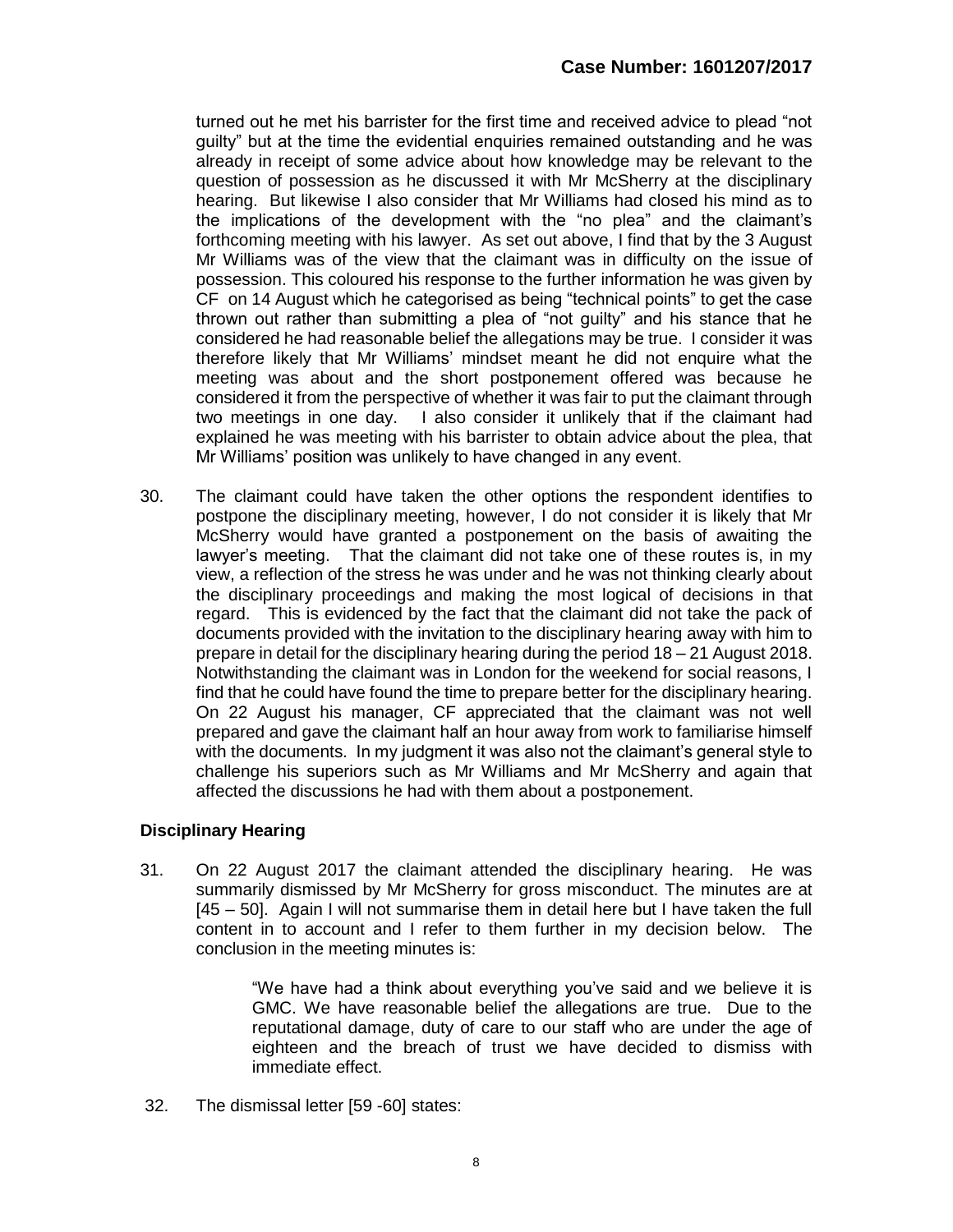turned out he met his barrister for the first time and received advice to plead "not guilty" but at the time the evidential enquiries remained outstanding and he was already in receipt of some advice about how knowledge may be relevant to the question of possession as he discussed it with Mr McSherry at the disciplinary hearing. But likewise I also consider that Mr Williams had closed his mind as to the implications of the development with the "no plea" and the claimant's forthcoming meeting with his lawyer. As set out above, I find that by the 3 August Mr Williams was of the view that the claimant was in difficulty on the issue of possession. This coloured his response to the further information he was given by CF on 14 August which he categorised as being "technical points" to get the case thrown out rather than submitting a plea of "not guilty" and his stance that he considered he had reasonable belief the allegations may be true. I consider it was therefore likely that Mr Williams' mindset meant he did not enquire what the meeting was about and the short postponement offered was because he considered it from the perspective of whether it was fair to put the claimant through two meetings in one day. I also consider it unlikely that if the claimant had explained he was meeting with his barrister to obtain advice about the plea, that Mr Williams' position was unlikely to have changed in any event.

30. The claimant could have taken the other options the respondent identifies to postpone the disciplinary meeting, however, I do not consider it is likely that Mr McSherry would have granted a postponement on the basis of awaiting the lawyer's meeting. That the claimant did not take one of these routes is, in my view, a reflection of the stress he was under and he was not thinking clearly about the disciplinary proceedings and making the most logical of decisions in that regard. This is evidenced by the fact that the claimant did not take the pack of documents provided with the invitation to the disciplinary hearing away with him to prepare in detail for the disciplinary hearing during the period 18 – 21 August 2018. Notwithstanding the claimant was in London for the weekend for social reasons, I find that he could have found the time to prepare better for the disciplinary hearing. On 22 August his manager, CF appreciated that the claimant was not well prepared and gave the claimant half an hour away from work to familiarise himself with the documents. In my judgment it was also not the claimant's general style to challenge his superiors such as Mr Williams and Mr McSherry and again that affected the discussions he had with them about a postponement.

## Disciplinary Hearing

31. On 22 August 2017 the claimant attended the disciplinary hearing. He was summarily dismissed by Mr McSherry for gross misconduct. The minutes are at [45 – 50]. Again I will not summarise them in detail here but I have taken the full content in to account and I refer to them further in my decision below. The conclusion in the meeting minutes is:

> "We have had a think about everything you've said and we believe it is GMC. We have reasonable belief the allegations are true. Due to the reputational damage, duty of care to our staff who are under the age of eighteen and the breach of trust we have decided to dismiss with immediate effect.

32. The dismissal letter [59 -60] states: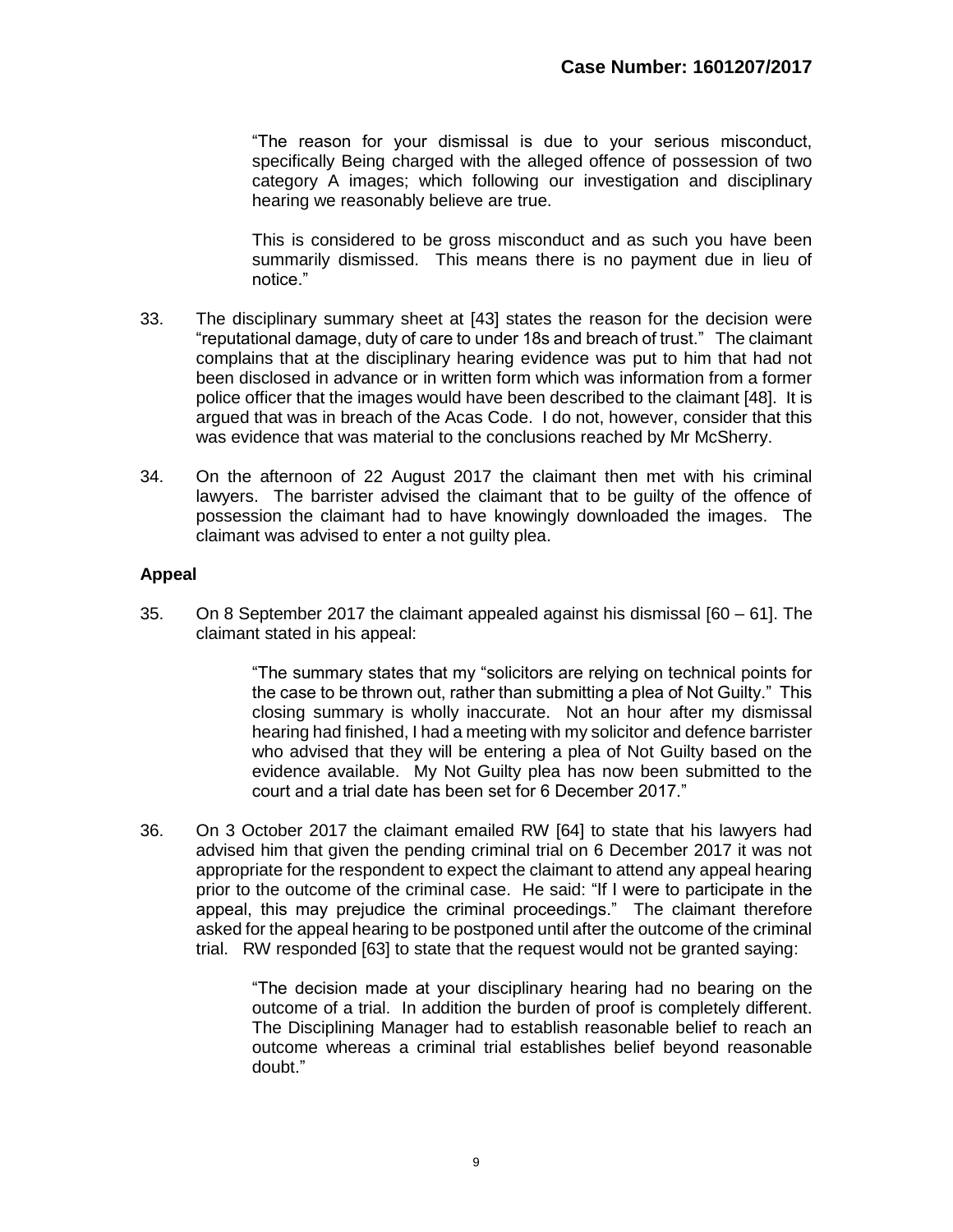> "The reason for your dismissal is due to your serious misconduct, specifically Being charged with the alleged offence of possession of two category A images; which following our investigation and disciplinary hearing we reasonably believe are true.
>
> This is considered to be gross misconduct and as such you have been summarily dismissed. This means there is no payment due in lieu of notice."

33. The disciplinary summary sheet at [43] states the reason for the decision were "reputational damage, duty of care to under 18s and breach of trust." The claimant complains that at the disciplinary hearing evidence was put to him that had not been disclosed in advance or in written form which was information from a former police officer that the images would have been described to the claimant [48]. It is argued that was in breach of the Acas Code. I do not, however, consider that this was evidence that was material to the conclusions reached by Mr McSherry.

34. On the afternoon of 22 August 2017 the claimant then met with his criminal lawyers. The barrister advised the claimant that to be guilty of the offence of possession the claimant had to have knowingly downloaded the images. The claimant was advised to enter a not guilty plea.

### Appeal

35. On 8 September 2017 the claimant appealed against his dismissal [60 – 61]. The claimant stated in his appeal:

> "The summary states that my "solicitors are relying on technical points for the case to be thrown out, rather than submitting a plea of Not Guilty." This closing summary is wholly inaccurate. Not an hour after my dismissal hearing had finished, I had a meeting with my solicitor and defence barrister who advised that they will be entering a plea of Not Guilty based on the evidence available. My Not Guilty plea has now been submitted to the court and a trial date has been set for 6 December 2017."

36. On 3 October 2017 the claimant emailed RW [64] to state that his lawyers had advised him that given the pending criminal trial on 6 December 2017 it was not appropriate for the respondent to expect the claimant to attend any appeal hearing prior to the outcome of the criminal case. He said: "If I were to participate in the appeal, this may prejudice the criminal proceedings." The claimant therefore asked for the appeal hearing to be postponed until after the outcome of the criminal trial. RW responded [63] to state that the request would not be granted saying:

> "The decision made at your disciplinary hearing had no bearing on the outcome of a trial. In addition the burden of proof is completely different. The Disciplining Manager had to establish reasonable belief to reach an outcome whereas a criminal trial establishes belief beyond reasonable doubt."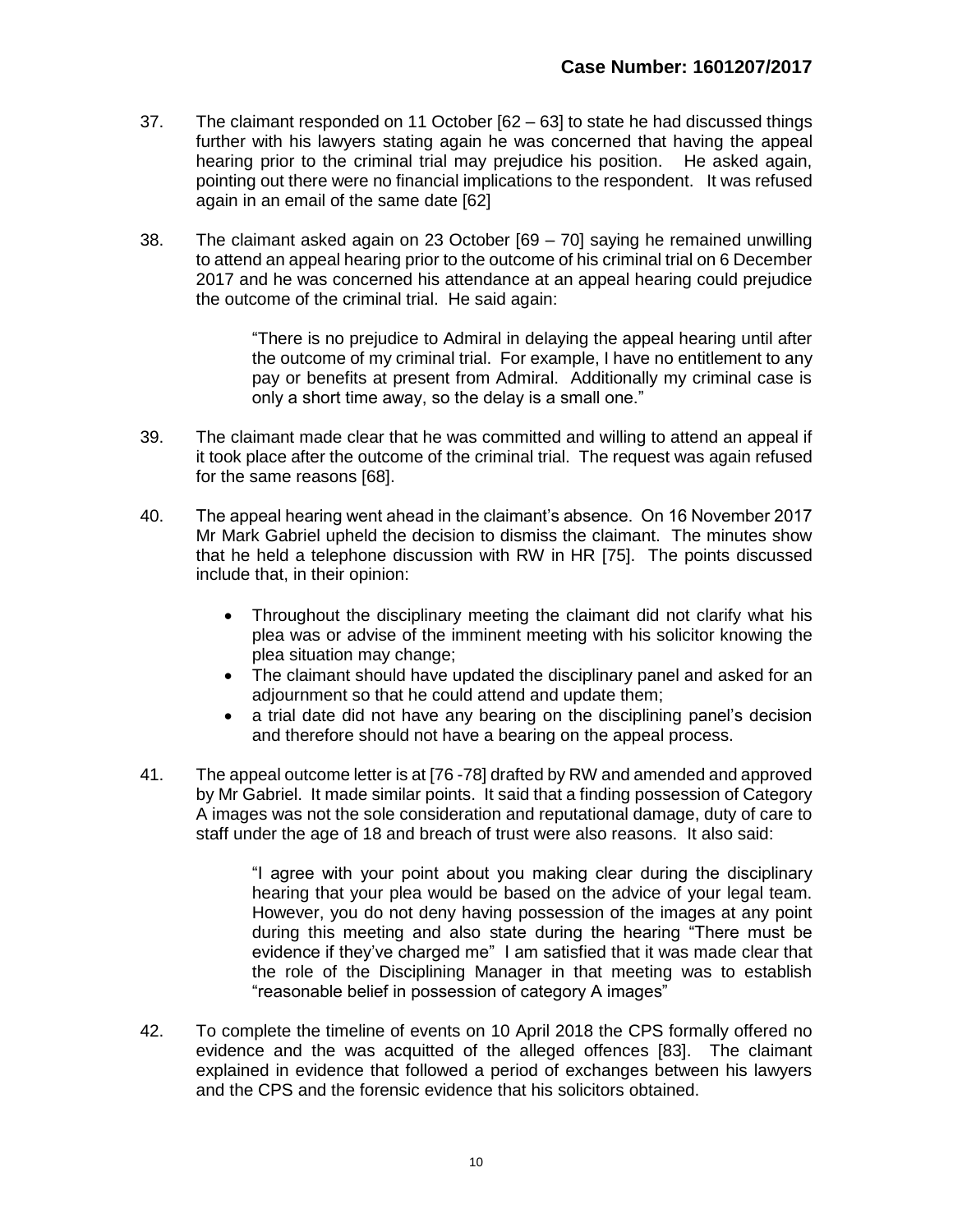37. The claimant responded on 11 October [62 – 63] to state he had discussed things further with his lawyers stating again he was concerned that having the appeal hearing prior to the criminal trial may prejudice his position. He asked again, pointing out there were no financial implications to the respondent. It was refused again in an email of the same date [62]

38. The claimant asked again on 23 October [69 – 70] saying he remained unwilling to attend an appeal hearing prior to the outcome of his criminal trial on 6 December 2017 and he was concerned his attendance at an appeal hearing could prejudice the outcome of the criminal trial. He said again:

> "There is no prejudice to Admiral in delaying the appeal hearing until after the outcome of my criminal trial. For example, I have no entitlement to any pay or benefits at present from Admiral. Additionally my criminal case is only a short time away, so the delay is a small one."

39. The claimant made clear that he was committed and willing to attend an appeal if it took place after the outcome of the criminal trial. The request was again refused for the same reasons [68].

40. The appeal hearing went ahead in the claimant's absence. On 16 November 2017 Mr Mark Gabriel upheld the decision to dismiss the claimant. The minutes show that he held a telephone discussion with RW in HR [75]. The points discussed include that, in their opinion:

    - Throughout the disciplinary meeting the claimant did not clarify what his plea was or advise of the imminent meeting with his solicitor knowing the plea situation may change;
    - The claimant should have updated the disciplinary panel and asked for an adjournment so that he could attend and update them;
    - a trial date did not have any bearing on the disciplining panel's decision and therefore should not have a bearing on the appeal process.

41. The appeal outcome letter is at [76 -78] drafted by RW and amended and approved by Mr Gabriel. It made similar points. It said that a finding possession of Category A images was not the sole consideration and reputational damage, duty of care to staff under the age of 18 and breach of trust were also reasons. It also said:

> "I agree with your point about you making clear during the disciplinary hearing that your plea would be based on the advice of your legal team. However, you do not deny having possession of the images at any point during this meeting and also state during the hearing "There must be evidence if they've charged me" I am satisfied that it was made clear that the role of the Disciplining Manager in that meeting was to establish "reasonable belief in possession of category A images"

42. To complete the timeline of events on 10 April 2018 the CPS formally offered no evidence and the was acquitted of the alleged offences [83]. The claimant explained in evidence that followed a period of exchanges between his lawyers and the CPS and the forensic evidence that his solicitors obtained.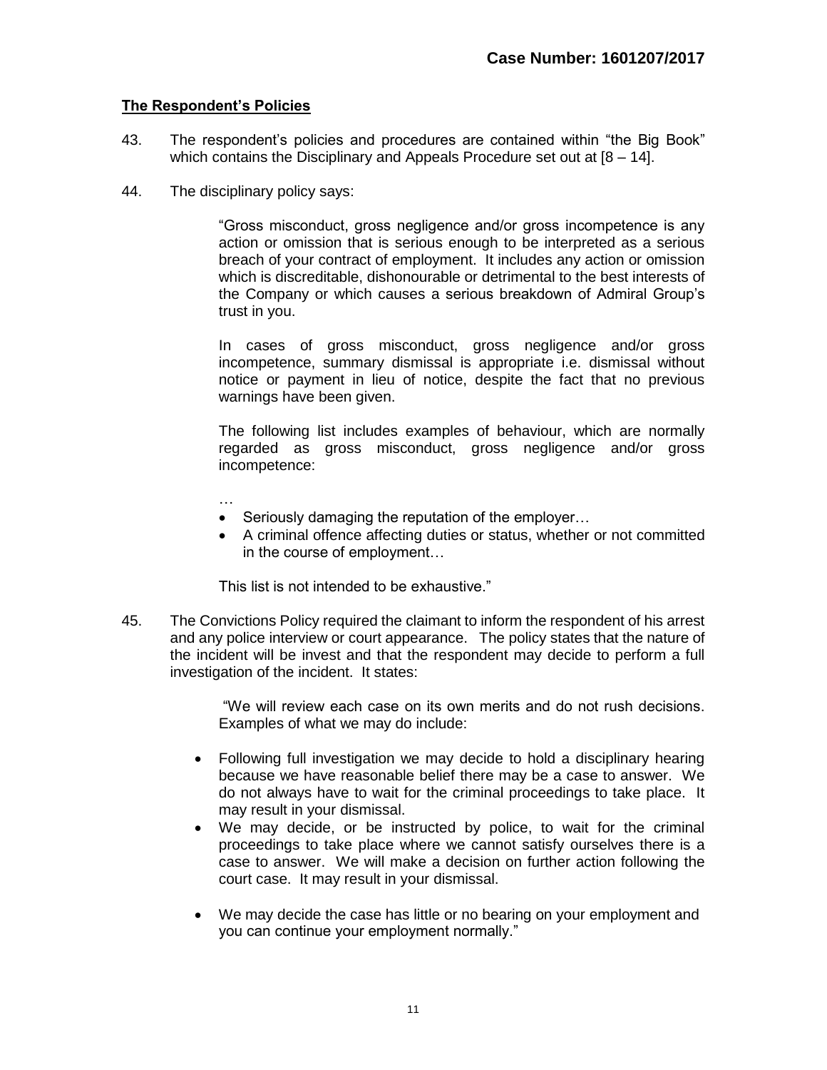## The Respondent's Policies

43. The respondent's policies and procedures are contained within "the Big Book" which contains the Disciplinary and Appeals Procedure set out at [8 – 14].

44. The disciplinary policy says:

> "Gross misconduct, gross negligence and/or gross incompetence is any action or omission that is serious enough to be interpreted as a serious breach of your contract of employment. It includes any action or omission which is discreditable, dishonourable or detrimental to the best interests of the Company or which causes a serious breakdown of Admiral Group's trust in you.
>
> In cases of gross misconduct, gross negligence and/or gross incompetence, summary dismissal is appropriate i.e. dismissal without notice or payment in lieu of notice, despite the fact that no previous warnings have been given.
>
> The following list includes examples of behaviour, which are normally regarded as gross misconduct, gross negligence and/or gross incompetence:
>
> …
>
> - Seriously damaging the reputation of the employer…
> - A criminal offence affecting duties or status, whether or not committed in the course of employment…
>
> This list is not intended to be exhaustive."

45. The Convictions Policy required the claimant to inform the respondent of his arrest and any police interview or court appearance. The policy states that the nature of the incident will be invest and that the respondent may decide to perform a full investigation of the incident. It states:

> "We will review each case on its own merits and do not rush decisions. Examples of what we may do include:
>
> - Following full investigation we may decide to hold a disciplinary hearing because we have reasonable belief there may be a case to answer. We do not always have to wait for the criminal proceedings to take place. It may result in your dismissal.
> - We may decide, or be instructed by police, to wait for the criminal proceedings to take place where we cannot satisfy ourselves there is a case to answer. We will make a decision on further action following the court case. It may result in your dismissal.
> - We may decide the case has little or no bearing on your employment and you can continue your employment normally."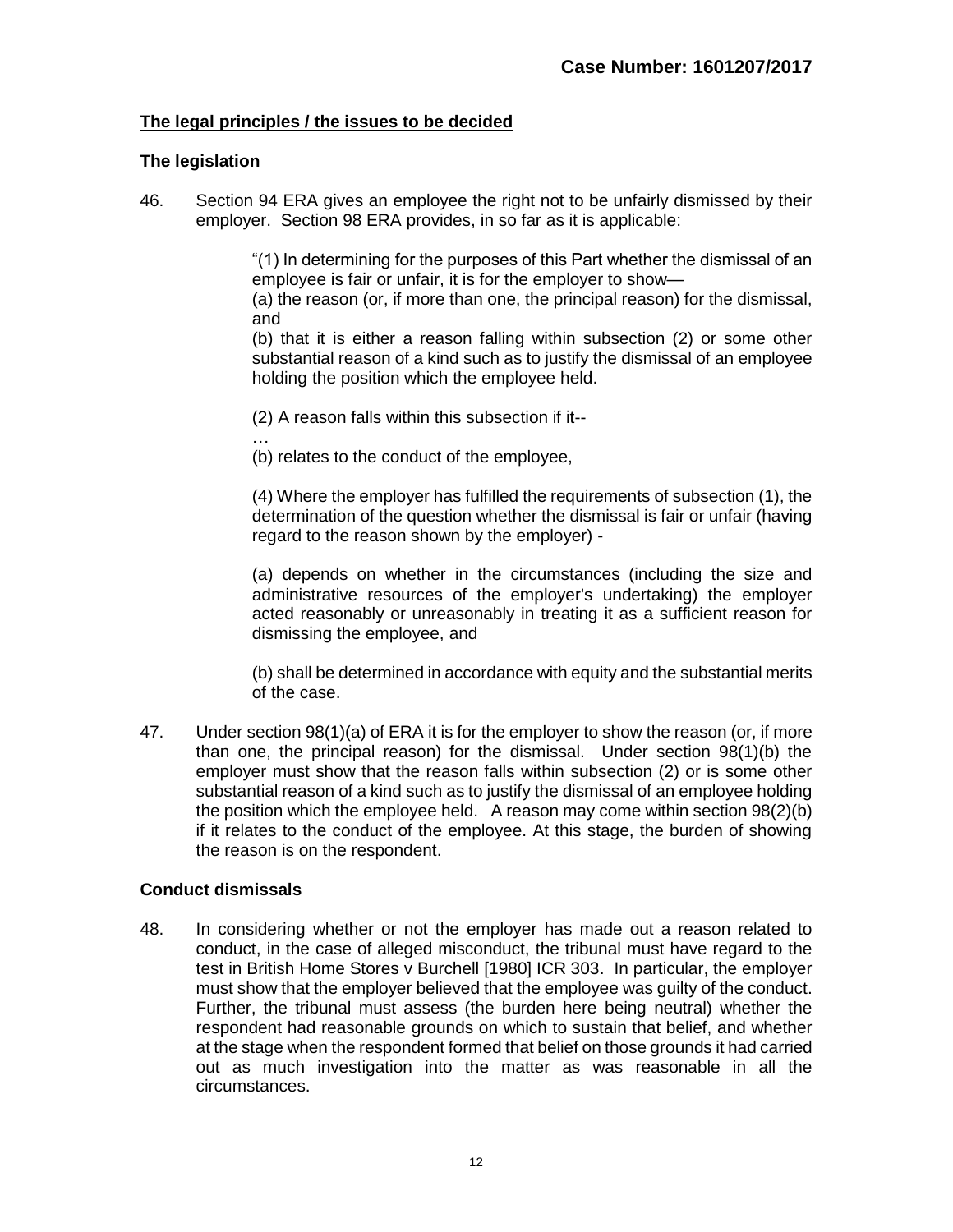## The legal principles / the issues to be decided

### The legislation

46. Section 94 ERA gives an employee the right not to be unfairly dismissed by their employer. Section 98 ERA provides, in so far as it is applicable:

> "(1) In determining for the purposes of this Part whether the dismissal of an employee is fair or unfair, it is for the employer to show—
> (a) the reason (or, if more than one, the principal reason) for the dismissal, and
> (b) that it is either a reason falling within subsection (2) or some other substantial reason of a kind such as to justify the dismissal of an employee holding the position which the employee held.
>
> (2) A reason falls within this subsection if it--
> …
> (b) relates to the conduct of the employee,
>
> (4) Where the employer has fulfilled the requirements of subsection (1), the determination of the question whether the dismissal is fair or unfair (having regard to the reason shown by the employer) -
>
> (a) depends on whether in the circumstances (including the size and administrative resources of the employer's undertaking) the employer acted reasonably or unreasonably in treating it as a sufficient reason for dismissing the employee, and
>
> (b) shall be determined in accordance with equity and the substantial merits of the case.

47. Under section 98(1)(a) of ERA it is for the employer to show the reason (or, if more than one, the principal reason) for the dismissal. Under section 98(1)(b) the employer must show that the reason falls within subsection (2) or is some other substantial reason of a kind such as to justify the dismissal of an employee holding the position which the employee held. A reason may come within section 98(2)(b) if it relates to the conduct of the employee. At this stage, the burden of showing the reason is on the respondent.

### Conduct dismissals

48. In considering whether or not the employer has made out a reason related to conduct, in the case of alleged misconduct, the tribunal must have regard to the test in British Home Stores v Burchell [1980] ICR 303. In particular, the employer must show that the employer believed that the employee was guilty of the conduct. Further, the tribunal must assess (the burden here being neutral) whether the respondent had reasonable grounds on which to sustain that belief, and whether at the stage when the respondent formed that belief on those grounds it had carried out as much investigation into the matter as was reasonable in all the circumstances.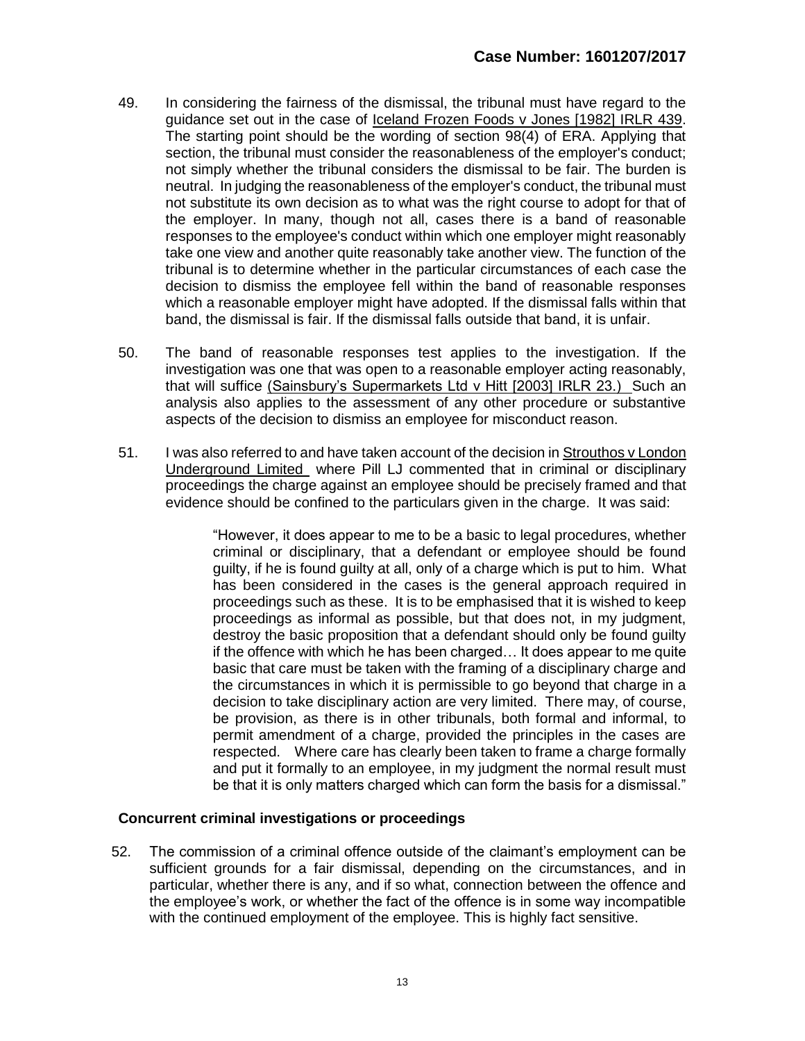49. In considering the fairness of the dismissal, the tribunal must have regard to the guidance set out in the case of Iceland Frozen Foods v Jones [1982] IRLR 439. The starting point should be the wording of section 98(4) of ERA. Applying that section, the tribunal must consider the reasonableness of the employer's conduct; not simply whether the tribunal considers the dismissal to be fair. The burden is neutral. In judging the reasonableness of the employer's conduct, the tribunal must not substitute its own decision as to what was the right course to adopt for that of the employer. In many, though not all, cases there is a band of reasonable responses to the employee's conduct within which one employer might reasonably take one view and another quite reasonably take another view. The function of the tribunal is to determine whether in the particular circumstances of each case the decision to dismiss the employee fell within the band of reasonable responses which a reasonable employer might have adopted. If the dismissal falls within that band, the dismissal is fair. If the dismissal falls outside that band, it is unfair.

50. The band of reasonable responses test applies to the investigation. If the investigation was one that was open to a reasonable employer acting reasonably, that will suffice (Sainsbury's Supermarkets Ltd v Hitt [2003] IRLR 23.) Such an analysis also applies to the assessment of any other procedure or substantive aspects of the decision to dismiss an employee for misconduct reason.

51. I was also referred to and have taken account of the decision in Strouthos v London Underground Limited where Pill LJ commented that in criminal or disciplinary proceedings the charge against an employee should be precisely framed and that evidence should be confined to the particulars given in the charge. It was said:

> "However, it does appear to me to be a basic to legal procedures, whether criminal or disciplinary, that a defendant or employee should be found guilty, if he is found guilty at all, only of a charge which is put to him. What has been considered in the cases is the general approach required in proceedings such as these. It is to be emphasised that it is wished to keep proceedings as informal as possible, but that does not, in my judgment, destroy the basic proposition that a defendant should only be found guilty if the offence with which he has been charged… It does appear to me quite basic that care must be taken with the framing of a disciplinary charge and the circumstances in which it is permissible to go beyond that charge in a decision to take disciplinary action are very limited. There may, of course, be provision, as there is in other tribunals, both formal and informal, to permit amendment of a charge, provided the principles in the cases are respected. Where care has clearly been taken to frame a charge formally and put it formally to an employee, in my judgment the normal result must be that it is only matters charged which can form the basis for a dismissal."

### Concurrent criminal investigations or proceedings

52. The commission of a criminal offence outside of the claimant's employment can be sufficient grounds for a fair dismissal, depending on the circumstances, and in particular, whether there is any, and if so what, connection between the offence and the employee's work, or whether the fact of the offence is in some way incompatible with the continued employment of the employee. This is highly fact sensitive.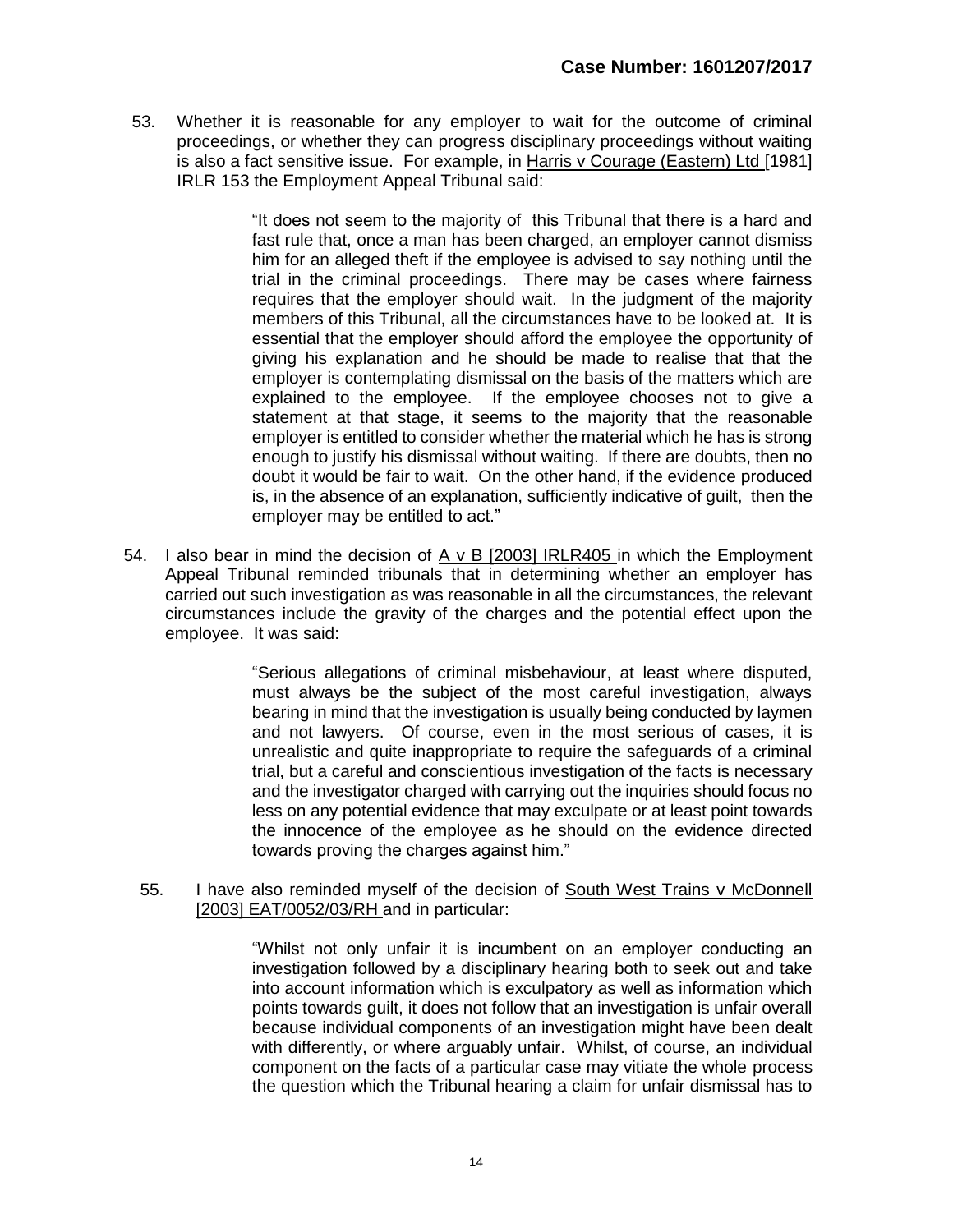53. Whether it is reasonable for any employer to wait for the outcome of criminal proceedings, or whether they can progress disciplinary proceedings without waiting is also a fact sensitive issue. For example, in Harris v Courage (Eastern) Ltd [1981] IRLR 153 the Employment Appeal Tribunal said:

> "It does not seem to the majority of this Tribunal that there is a hard and fast rule that, once a man has been charged, an employer cannot dismiss him for an alleged theft if the employee is advised to say nothing until the trial in the criminal proceedings. There may be cases where fairness requires that the employer should wait. In the judgment of the majority members of this Tribunal, all the circumstances have to be looked at. It is essential that the employer should afford the employee the opportunity of giving his explanation and he should be made to realise that that the employer is contemplating dismissal on the basis of the matters which are explained to the employee. If the employee chooses not to give a statement at that stage, it seems to the majority that the reasonable employer is entitled to consider whether the material which he has is strong enough to justify his dismissal without waiting. If there are doubts, then no doubt it would be fair to wait. On the other hand, if the evidence produced is, in the absence of an explanation, sufficiently indicative of guilt, then the employer may be entitled to act."

54. I also bear in mind the decision of A v B [2003] IRLR405 in which the Employment Appeal Tribunal reminded tribunals that in determining whether an employer has carried out such investigation as was reasonable in all the circumstances, the relevant circumstances include the gravity of the charges and the potential effect upon the employee. It was said:

> "Serious allegations of criminal misbehaviour, at least where disputed, must always be the subject of the most careful investigation, always bearing in mind that the investigation is usually being conducted by laymen and not lawyers. Of course, even in the most serious of cases, it is unrealistic and quite inappropriate to require the safeguards of a criminal trial, but a careful and conscientious investigation of the facts is necessary and the investigator charged with carrying out the inquiries should focus no less on any potential evidence that may exculpate or at least point towards the innocence of the employee as he should on the evidence directed towards proving the charges against him."

55. I have also reminded myself of the decision of South West Trains v McDonnell [2003] EAT/0052/03/RH and in particular:

> "Whilst not only unfair it is incumbent on an employer conducting an investigation followed by a disciplinary hearing both to seek out and take into account information which is exculpatory as well as information which points towards guilt, it does not follow that an investigation is unfair overall because individual components of an investigation might have been dealt with differently, or where arguably unfair. Whilst, of course, an individual component on the facts of a particular case may vitiate the whole process the question which the Tribunal hearing a claim for unfair dismissal has to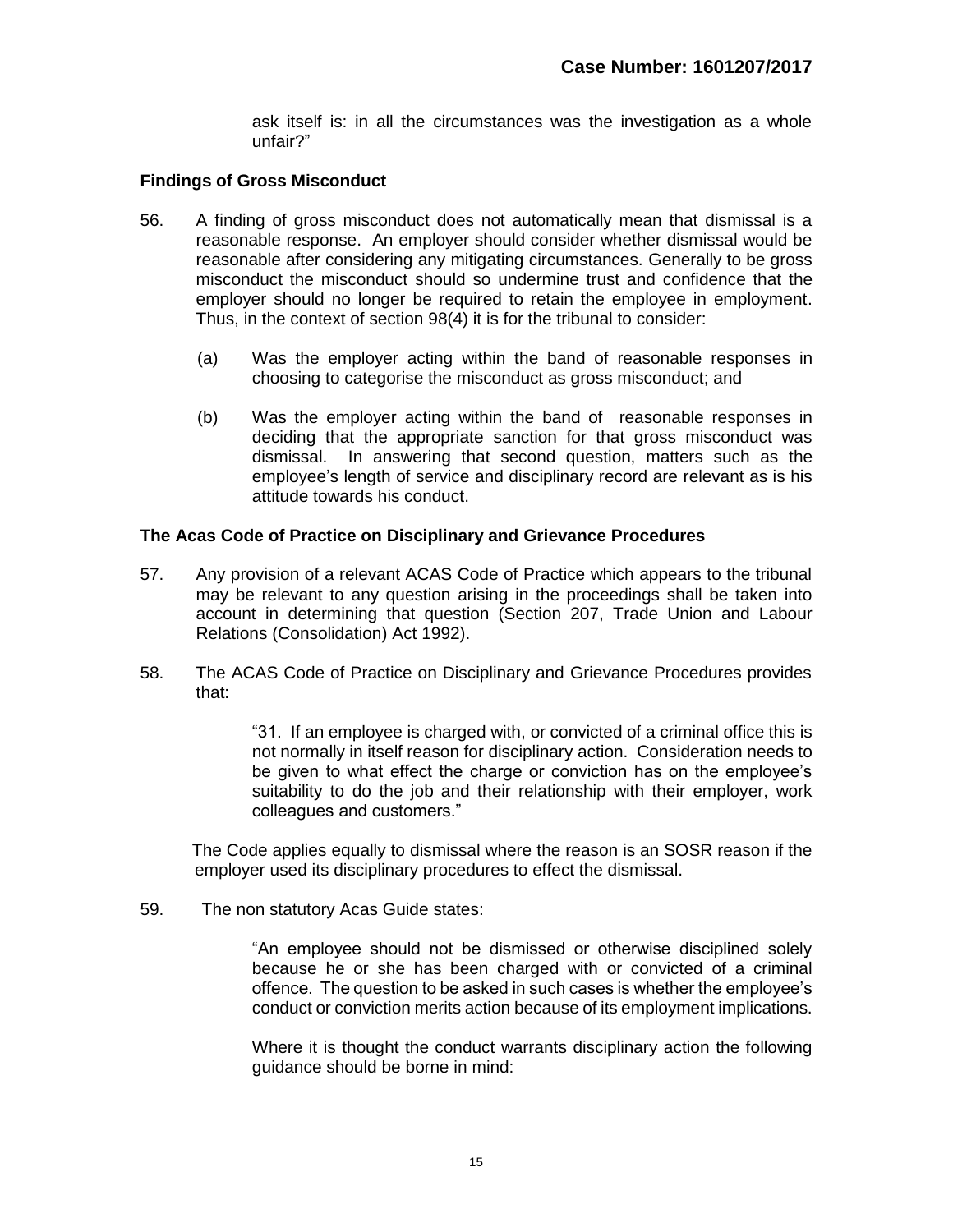ask itself is: in all the circumstances was the investigation as a whole unfair?"

### Findings of Gross Misconduct

56. A finding of gross misconduct does not automatically mean that dismissal is a reasonable response. An employer should consider whether dismissal would be reasonable after considering any mitigating circumstances. Generally to be gross misconduct the misconduct should so undermine trust and confidence that the employer should no longer be required to retain the employee in employment. Thus, in the context of section 98(4) it is for the tribunal to consider:

    (a) Was the employer acting within the band of reasonable responses in choosing to categorise the misconduct as gross misconduct; and

    (b) Was the employer acting within the band of reasonable responses in deciding that the appropriate sanction for that gross misconduct was dismissal. In answering that second question, matters such as the employee's length of service and disciplinary record are relevant as is his attitude towards his conduct.

### The Acas Code of Practice on Disciplinary and Grievance Procedures

57. Any provision of a relevant ACAS Code of Practice which appears to the tribunal may be relevant to any question arising in the proceedings shall be taken into account in determining that question (Section 207, Trade Union and Labour Relations (Consolidation) Act 1992).

58. The ACAS Code of Practice on Disciplinary and Grievance Procedures provides that:

    > "31. If an employee is charged with, or convicted of a criminal office this is not normally in itself reason for disciplinary action. Consideration needs to be given to what effect the charge or conviction has on the employee's suitability to do the job and their relationship with their employer, work colleagues and customers."

    The Code applies equally to dismissal where the reason is an SOSR reason if the employer used its disciplinary procedures to effect the dismissal.

59. The non statutory Acas Guide states:

    > "An employee should not be dismissed or otherwise disciplined solely because he or she has been charged with or convicted of a criminal offence. The question to be asked in such cases is whether the employee's conduct or conviction merits action because of its employment implications.
    >
    > Where it is thought the conduct warrants disciplinary action the following guidance should be borne in mind: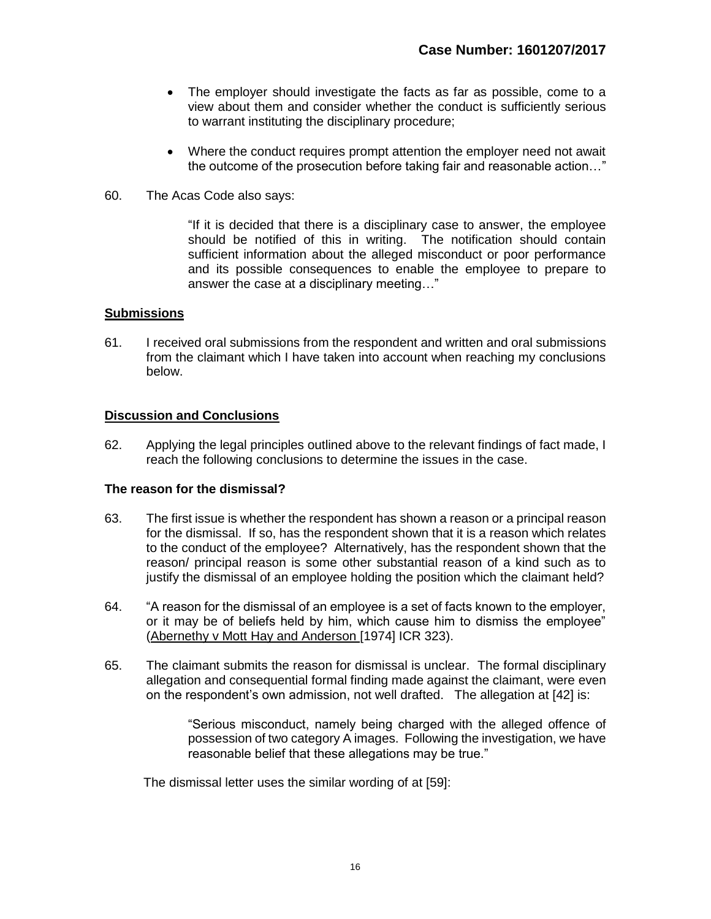- The employer should investigate the facts as far as possible, come to a view about them and consider whether the conduct is sufficiently serious to warrant instituting the disciplinary procedure;

- Where the conduct requires prompt attention the employer need not await the outcome of the prosecution before taking fair and reasonable action…"

60. The Acas Code also says:

> "If it is decided that there is a disciplinary case to answer, the employee should be notified of this in writing. The notification should contain sufficient information about the alleged misconduct or poor performance and its possible consequences to enable the employee to prepare to answer the case at a disciplinary meeting…"

## Submissions

61. I received oral submissions from the respondent and written and oral submissions from the claimant which I have taken into account when reaching my conclusions below.

## Discussion and Conclusions

62. Applying the legal principles outlined above to the relevant findings of fact made, I reach the following conclusions to determine the issues in the case.

### The reason for the dismissal?

63. The first issue is whether the respondent has shown a reason or a principal reason for the dismissal. If so, has the respondent shown that it is a reason which relates to the conduct of the employee? Alternatively, has the respondent shown that the reason/ principal reason is some other substantial reason of a kind such as to justify the dismissal of an employee holding the position which the claimant held?

64. "A reason for the dismissal of an employee is a set of facts known to the employer, or it may be of beliefs held by him, which cause him to dismiss the employee" (Abernethy v Mott Hay and Anderson [1974] ICR 323).

65. The claimant submits the reason for dismissal is unclear. The formal disciplinary allegation and consequential formal finding made against the claimant, were even on the respondent's own admission, not well drafted. The allegation at [42] is:

> "Serious misconduct, namely being charged with the alleged offence of possession of two category A images. Following the investigation, we have reasonable belief that these allegations may be true."

The dismissal letter uses the similar wording of at [59]: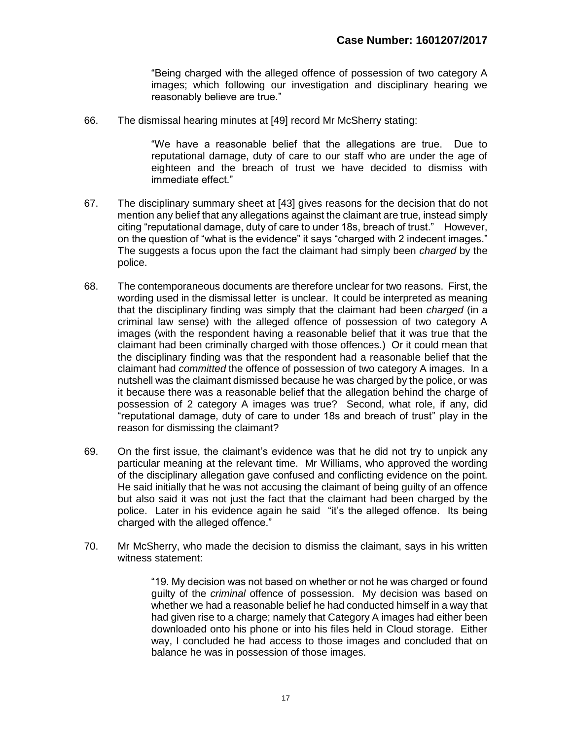> "Being charged with the alleged offence of possession of two category A images; which following our investigation and disciplinary hearing we reasonably believe are true."

66. The dismissal hearing minutes at [49] record Mr McSherry stating:

> "We have a reasonable belief that the allegations are true. Due to reputational damage, duty of care to our staff who are under the age of eighteen and the breach of trust we have decided to dismiss with immediate effect."

67. The disciplinary summary sheet at [43] gives reasons for the decision that do not mention any belief that any allegations against the claimant are true, instead simply citing "reputational damage, duty of care to under 18s, breach of trust." However, on the question of "what is the evidence" it says "charged with 2 indecent images." The suggests a focus upon the fact the claimant had simply been *charged* by the police.

68. The contemporaneous documents are therefore unclear for two reasons. First, the wording used in the dismissal letter is unclear. It could be interpreted as meaning that the disciplinary finding was simply that the claimant had been *charged* (in a criminal law sense) with the alleged offence of possession of two category A images (with the respondent having a reasonable belief that it was true that the claimant had been criminally charged with those offences.) Or it could mean that the disciplinary finding was that the respondent had a reasonable belief that the claimant had *committed* the offence of possession of two category A images. In a nutshell was the claimant dismissed because he was charged by the police, or was it because there was a reasonable belief that the allegation behind the charge of possession of 2 category A images was true? Second, what role, if any, did "reputational damage, duty of care to under 18s and breach of trust" play in the reason for dismissing the claimant?

69. On the first issue, the claimant's evidence was that he did not try to unpick any particular meaning at the relevant time. Mr Williams, who approved the wording of the disciplinary allegation gave confused and conflicting evidence on the point. He said initially that he was not accusing the claimant of being guilty of an offence but also said it was not just the fact that the claimant had been charged by the police. Later in his evidence again he said "it's the alleged offence. Its being charged with the alleged offence."

70. Mr McSherry, who made the decision to dismiss the claimant, says in his written witness statement:

> "19. My decision was not based on whether or not he was charged or found guilty of the *criminal* offence of possession. My decision was based on whether we had a reasonable belief he had conducted himself in a way that had given rise to a charge; namely that Category A images had either been downloaded onto his phone or into his files held in Cloud storage. Either way, I concluded he had access to those images and concluded that on balance he was in possession of those images.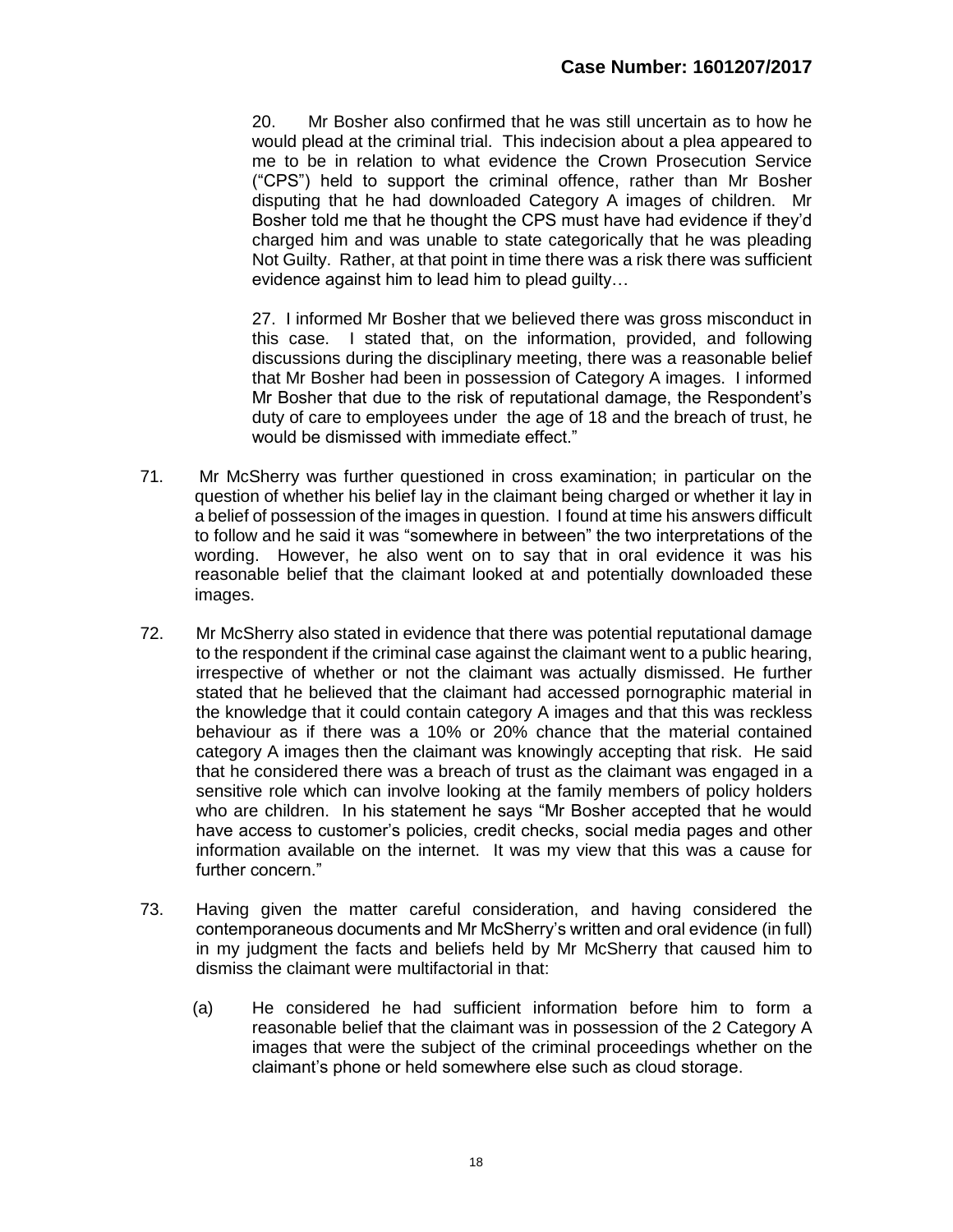20. Mr Bosher also confirmed that he was still uncertain as to how he would plead at the criminal trial. This indecision about a plea appeared to me to be in relation to what evidence the Crown Prosecution Service ("CPS") held to support the criminal offence, rather than Mr Bosher disputing that he had downloaded Category A images of children. Mr Bosher told me that he thought the CPS must have had evidence if they'd charged him and was unable to state categorically that he was pleading Not Guilty. Rather, at that point in time there was a risk there was sufficient evidence against him to lead him to plead guilty…

27. I informed Mr Bosher that we believed there was gross misconduct in this case. I stated that, on the information, provided, and following discussions during the disciplinary meeting, there was a reasonable belief that Mr Bosher had been in possession of Category A images. I informed Mr Bosher that due to the risk of reputational damage, the Respondent's duty of care to employees under the age of 18 and the breach of trust, he would be dismissed with immediate effect."

71. Mr McSherry was further questioned in cross examination; in particular on the question of whether his belief lay in the claimant being charged or whether it lay in a belief of possession of the images in question. I found at time his answers difficult to follow and he said it was "somewhere in between" the two interpretations of the wording. However, he also went on to say that in oral evidence it was his reasonable belief that the claimant looked at and potentially downloaded these images.

72. Mr McSherry also stated in evidence that there was potential reputational damage to the respondent if the criminal case against the claimant went to a public hearing, irrespective of whether or not the claimant was actually dismissed. He further stated that he believed that the claimant had accessed pornographic material in the knowledge that it could contain category A images and that this was reckless behaviour as if there was a 10% or 20% chance that the material contained category A images then the claimant was knowingly accepting that risk. He said that he considered there was a breach of trust as the claimant was engaged in a sensitive role which can involve looking at the family members of policy holders who are children. In his statement he says "Mr Bosher accepted that he would have access to customer's policies, credit checks, social media pages and other information available on the internet. It was my view that this was a cause for further concern."

73. Having given the matter careful consideration, and having considered the contemporaneous documents and Mr McSherry's written and oral evidence (in full) in my judgment the facts and beliefs held by Mr McSherry that caused him to dismiss the claimant were multifactorial in that:

(a) He considered he had sufficient information before him to form a reasonable belief that the claimant was in possession of the 2 Category A images that were the subject of the criminal proceedings whether on the claimant's phone or held somewhere else such as cloud storage.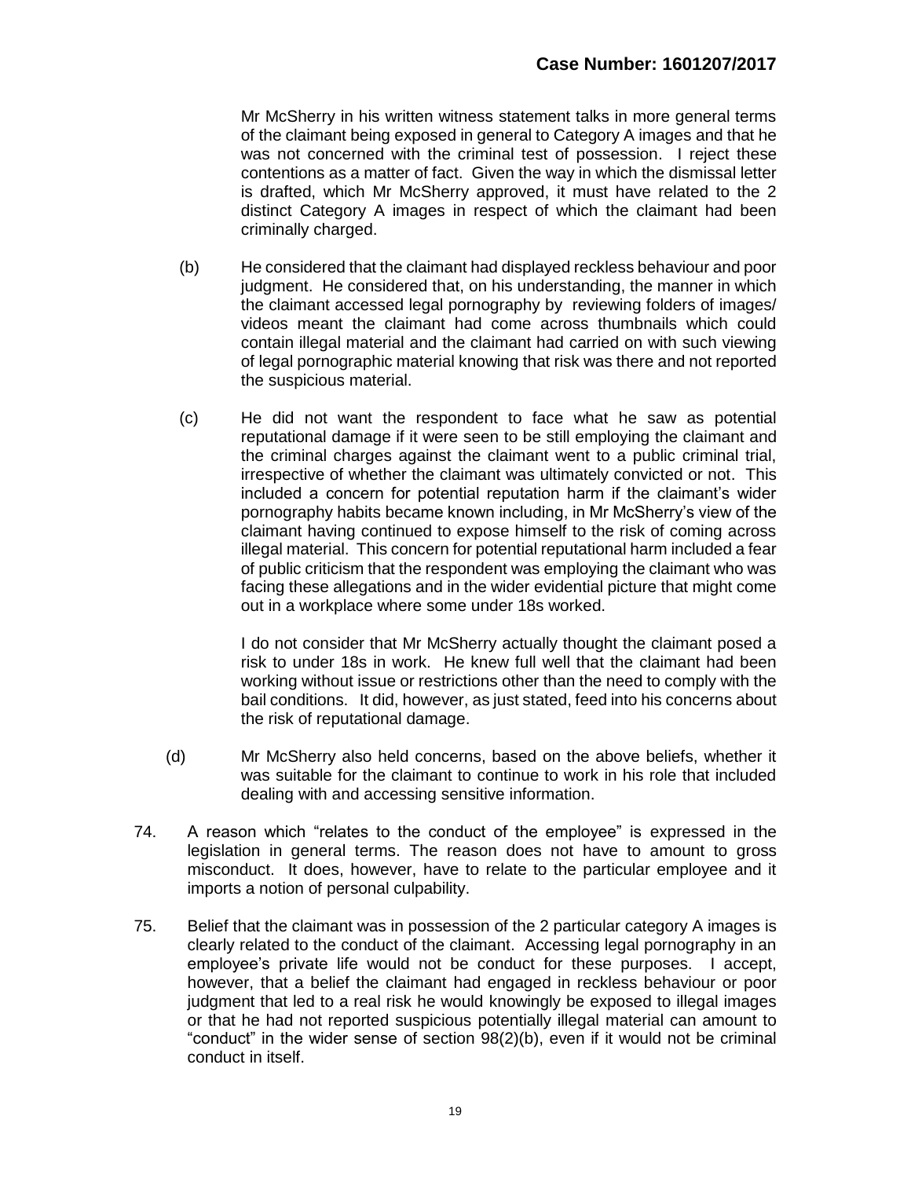Mr McSherry in his written witness statement talks in more general terms of the claimant being exposed in general to Category A images and that he was not concerned with the criminal test of possession. I reject these contentions as a matter of fact. Given the way in which the dismissal letter is drafted, which Mr McSherry approved, it must have related to the 2 distinct Category A images in respect of which the claimant had been criminally charged.

(b) He considered that the claimant had displayed reckless behaviour and poor judgment. He considered that, on his understanding, the manner in which the claimant accessed legal pornography by reviewing folders of images/ videos meant the claimant had come across thumbnails which could contain illegal material and the claimant had carried on with such viewing of legal pornographic material knowing that risk was there and not reported the suspicious material.

(c) He did not want the respondent to face what he saw as potential reputational damage if it were seen to be still employing the claimant and the criminal charges against the claimant went to a public criminal trial, irrespective of whether the claimant was ultimately convicted or not. This included a concern for potential reputation harm if the claimant's wider pornography habits became known including, in Mr McSherry's view of the claimant having continued to expose himself to the risk of coming across illegal material. This concern for potential reputational harm included a fear of public criticism that the respondent was employing the claimant who was facing these allegations and in the wider evidential picture that might come out in a workplace where some under 18s worked.

I do not consider that Mr McSherry actually thought the claimant posed a risk to under 18s in work. He knew full well that the claimant had been working without issue or restrictions other than the need to comply with the bail conditions. It did, however, as just stated, feed into his concerns about the risk of reputational damage.

(d) Mr McSherry also held concerns, based on the above beliefs, whether it was suitable for the claimant to continue to work in his role that included dealing with and accessing sensitive information.

74. A reason which "relates to the conduct of the employee" is expressed in the legislation in general terms. The reason does not have to amount to gross misconduct. It does, however, have to relate to the particular employee and it imports a notion of personal culpability.

75. Belief that the claimant was in possession of the 2 particular category A images is clearly related to the conduct of the claimant. Accessing legal pornography in an employee's private life would not be conduct for these purposes. I accept, however, that a belief the claimant had engaged in reckless behaviour or poor judgment that led to a real risk he would knowingly be exposed to illegal images or that he had not reported suspicious potentially illegal material can amount to "conduct" in the wider sense of section 98(2)(b), even if it would not be criminal conduct in itself.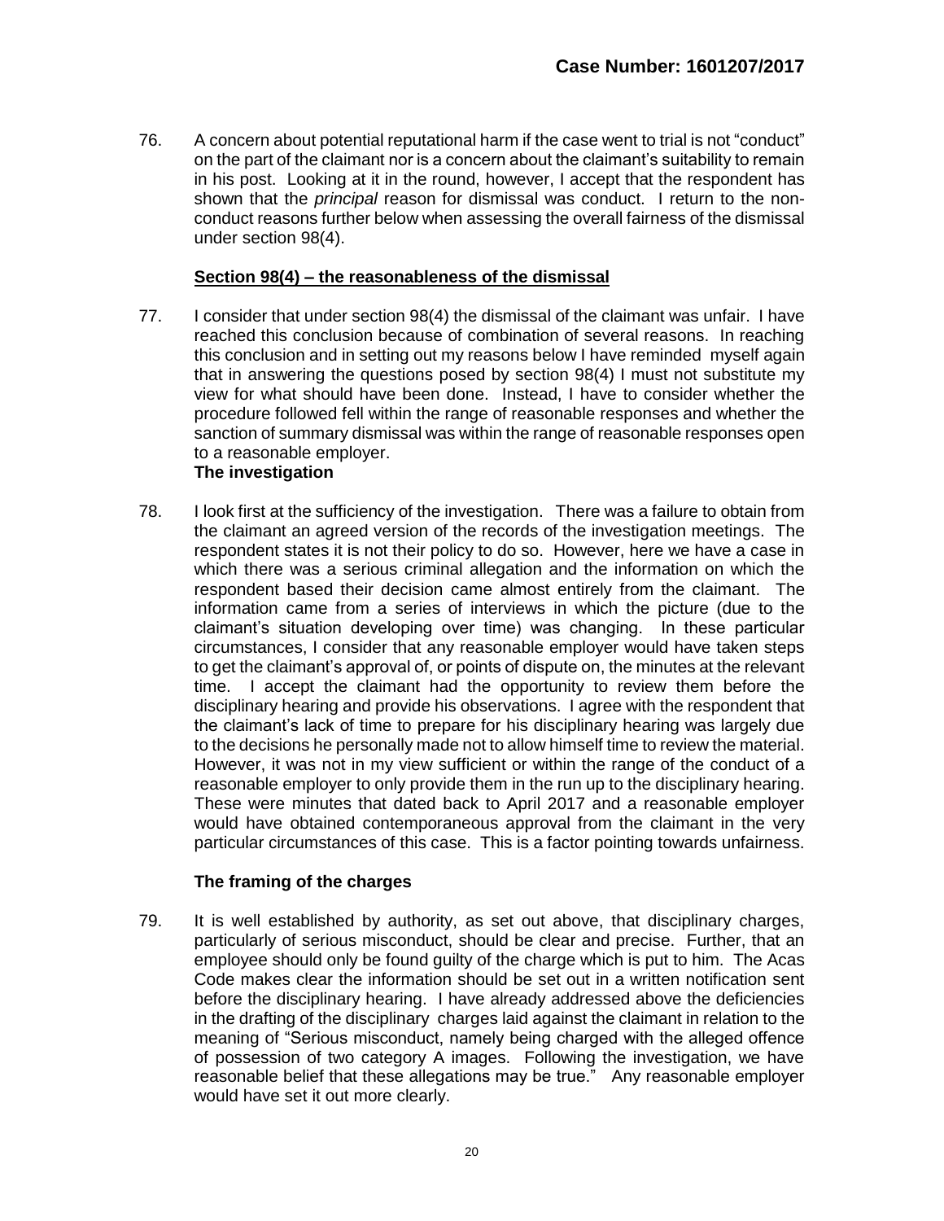76. A concern about potential reputational harm if the case went to trial is not "conduct" on the part of the claimant nor is a concern about the claimant's suitability to remain in his post. Looking at it in the round, however, I accept that the respondent has shown that the *principal* reason for dismissal was conduct. I return to the non-conduct reasons further below when assessing the overall fairness of the dismissal under section 98(4).

### Section 98(4) – the reasonableness of the dismissal

77. I consider that under section 98(4) the dismissal of the claimant was unfair. I have reached this conclusion because of combination of several reasons. In reaching this conclusion and in setting out my reasons below I have reminded myself again that in answering the questions posed by section 98(4) I must not substitute my view for what should have been done. Instead, I have to consider whether the procedure followed fell within the range of reasonable responses and whether the sanction of summary dismissal was within the range of reasonable responses open to a reasonable employer.

**The investigation**

78. I look first at the sufficiency of the investigation. There was a failure to obtain from the claimant an agreed version of the records of the investigation meetings. The respondent states it is not their policy to do so. However, here we have a case in which there was a serious criminal allegation and the information on which the respondent based their decision came almost entirely from the claimant. The information came from a series of interviews in which the picture (due to the claimant's situation developing over time) was changing. In these particular circumstances, I consider that any reasonable employer would have taken steps to get the claimant's approval of, or points of dispute on, the minutes at the relevant time. I accept the claimant had the opportunity to review them before the disciplinary hearing and provide his observations. I agree with the respondent that the claimant's lack of time to prepare for his disciplinary hearing was largely due to the decisions he personally made not to allow himself time to review the material. However, it was not in my view sufficient or within the range of the conduct of a reasonable employer to only provide them in the run up to the disciplinary hearing. These were minutes that dated back to April 2017 and a reasonable employer would have obtained contemporaneous approval from the claimant in the very particular circumstances of this case. This is a factor pointing towards unfairness.

**The framing of the charges**

79. It is well established by authority, as set out above, that disciplinary charges, particularly of serious misconduct, should be clear and precise. Further, that an employee should only be found guilty of the charge which is put to him. The Acas Code makes clear the information should be set out in a written notification sent before the disciplinary hearing. I have already addressed above the deficiencies in the drafting of the disciplinary charges laid against the claimant in relation to the meaning of "Serious misconduct, namely being charged with the alleged offence of possession of two category A images. Following the investigation, we have reasonable belief that these allegations may be true." Any reasonable employer would have set it out more clearly.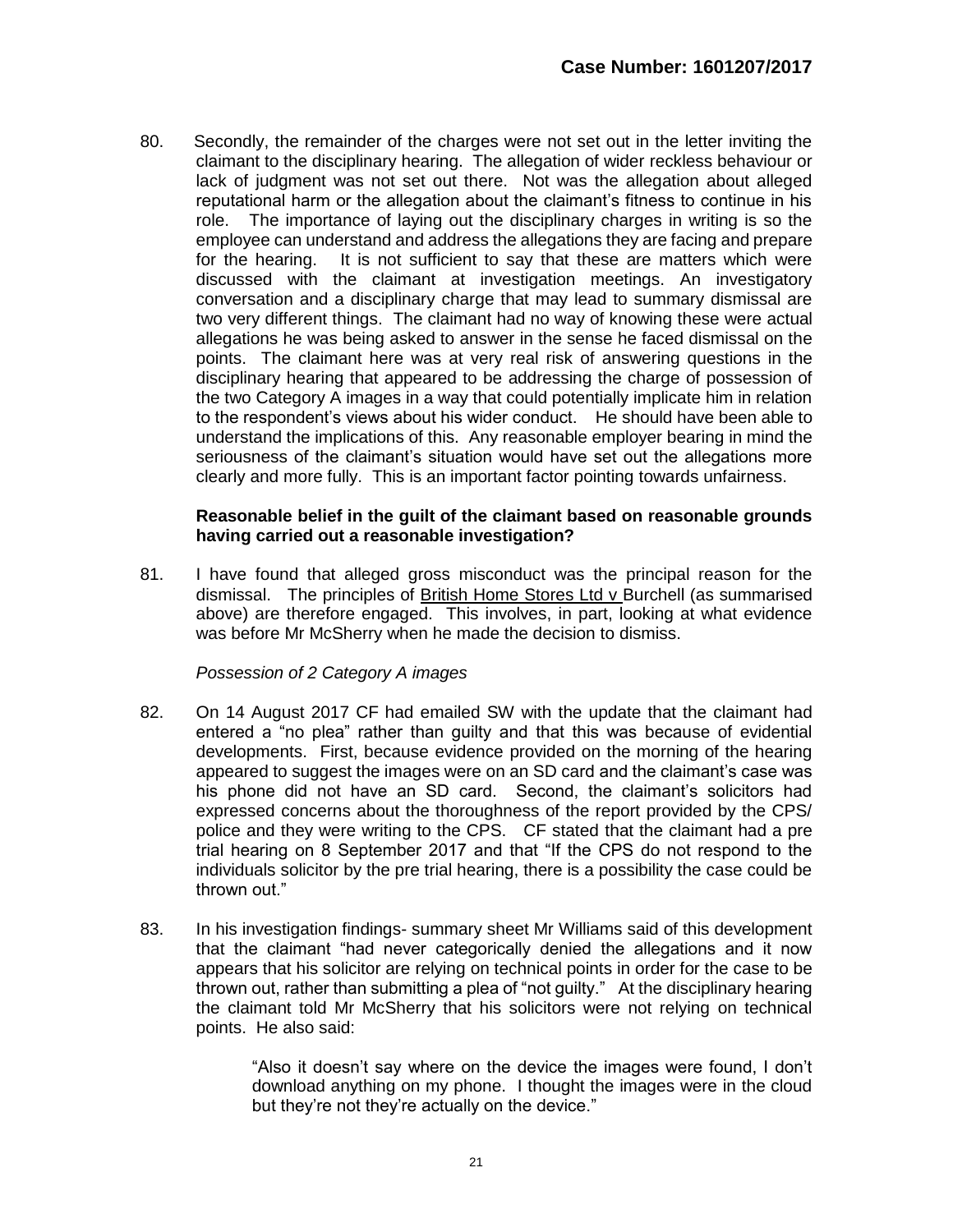80. Secondly, the remainder of the charges were not set out in the letter inviting the claimant to the disciplinary hearing. The allegation of wider reckless behaviour or lack of judgment was not set out there. Not was the allegation about alleged reputational harm or the allegation about the claimant's fitness to continue in his role. The importance of laying out the disciplinary charges in writing is so the employee can understand and address the allegations they are facing and prepare for the hearing. It is not sufficient to say that these are matters which were discussed with the claimant at investigation meetings. An investigatory conversation and a disciplinary charge that may lead to summary dismissal are two very different things. The claimant had no way of knowing these were actual allegations he was being asked to answer in the sense he faced dismissal on the points. The claimant here was at very real risk of answering questions in the disciplinary hearing that appeared to be addressing the charge of possession of the two Category A images in a way that could potentially implicate him in relation to the respondent's views about his wider conduct. He should have been able to understand the implications of this. Any reasonable employer bearing in mind the seriousness of the claimant's situation would have set out the allegations more clearly and more fully. This is an important factor pointing towards unfairness.

**Reasonable belief in the guilt of the claimant based on reasonable grounds having carried out a reasonable investigation?**

81. I have found that alleged gross misconduct was the principal reason for the dismissal. The principles of British Home Stores Ltd v Burchell (as summarised above) are therefore engaged. This involves, in part, looking at what evidence was before Mr McSherry when he made the decision to dismiss.

*Possession of 2 Category A images*

82. On 14 August 2017 CF had emailed SW with the update that the claimant had entered a "no plea" rather than guilty and that this was because of evidential developments. First, because evidence provided on the morning of the hearing appeared to suggest the images were on an SD card and the claimant's case was his phone did not have an SD card. Second, the claimant's solicitors had expressed concerns about the thoroughness of the report provided by the CPS/ police and they were writing to the CPS. CF stated that the claimant had a pre trial hearing on 8 September 2017 and that "If the CPS do not respond to the individuals solicitor by the pre trial hearing, there is a possibility the case could be thrown out."

83. In his investigation findings- summary sheet Mr Williams said of this development that the claimant "had never categorically denied the allegations and it now appears that his solicitor are relying on technical points in order for the case to be thrown out, rather than submitting a plea of "not guilty." At the disciplinary hearing the claimant told Mr McSherry that his solicitors were not relying on technical points. He also said:

> "Also it doesn't say where on the device the images were found, I don't download anything on my phone. I thought the images were in the cloud but they're not they're actually on the device."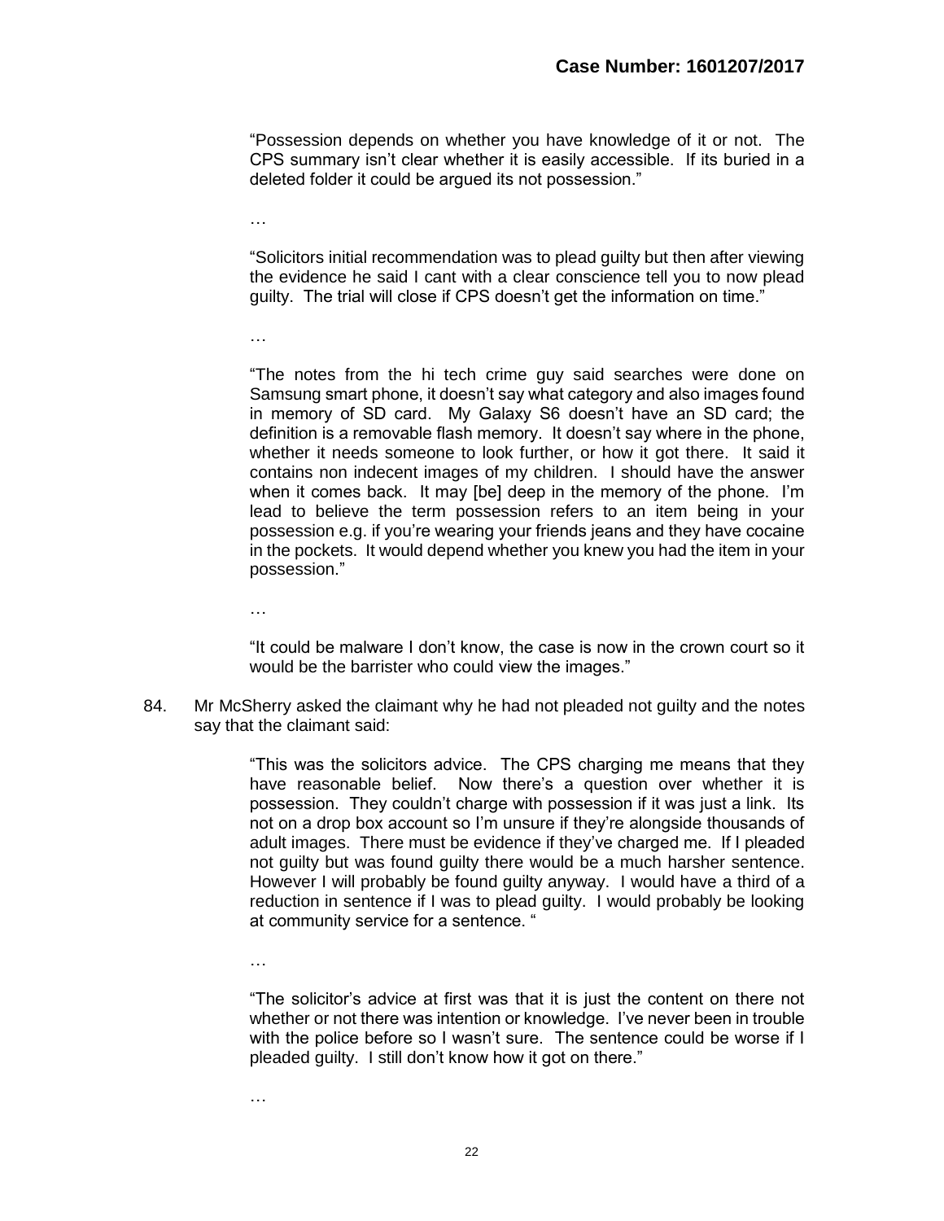> "Possession depends on whether you have knowledge of it or not. The CPS summary isn't clear whether it is easily accessible. If its buried in a deleted folder it could be argued its not possession."
>
> …
>
> "Solicitors initial recommendation was to plead guilty but then after viewing the evidence he said I cant with a clear conscience tell you to now plead guilty. The trial will close if CPS doesn't get the information on time."
>
> …
>
> "The notes from the hi tech crime guy said searches were done on Samsung smart phone, it doesn't say what category and also images found in memory of SD card. My Galaxy S6 doesn't have an SD card; the definition is a removable flash memory. It doesn't say where in the phone, whether it needs someone to look further, or how it got there. It said it contains non indecent images of my children. I should have the answer when it comes back. It may [be] deep in the memory of the phone. I'm lead to believe the term possession refers to an item being in your possession e.g. if you're wearing your friends jeans and they have cocaine in the pockets. It would depend whether you knew you had the item in your possession."
>
> …
>
> "It could be malware I don't know, the case is now in the crown court so it would be the barrister who could view the images."

84. Mr McSherry asked the claimant why he had not pleaded not guilty and the notes say that the claimant said:

> "This was the solicitors advice. The CPS charging me means that they have reasonable belief. Now there's a question over whether it is possession. They couldn't charge with possession if it was just a link. Its not on a drop box account so I'm unsure if they're alongside thousands of adult images. There must be evidence if they've charged me. If I pleaded not guilty but was found guilty there would be a much harsher sentence. However I will probably be found guilty anyway. I would have a third of a reduction in sentence if I was to plead guilty. I would probably be looking at community service for a sentence. "
>
> …
>
> "The solicitor's advice at first was that it is just the content on there not whether or not there was intention or knowledge. I've never been in trouble with the police before so I wasn't sure. The sentence could be worse if I pleaded guilty. I still don't know how it got on there."
>
> …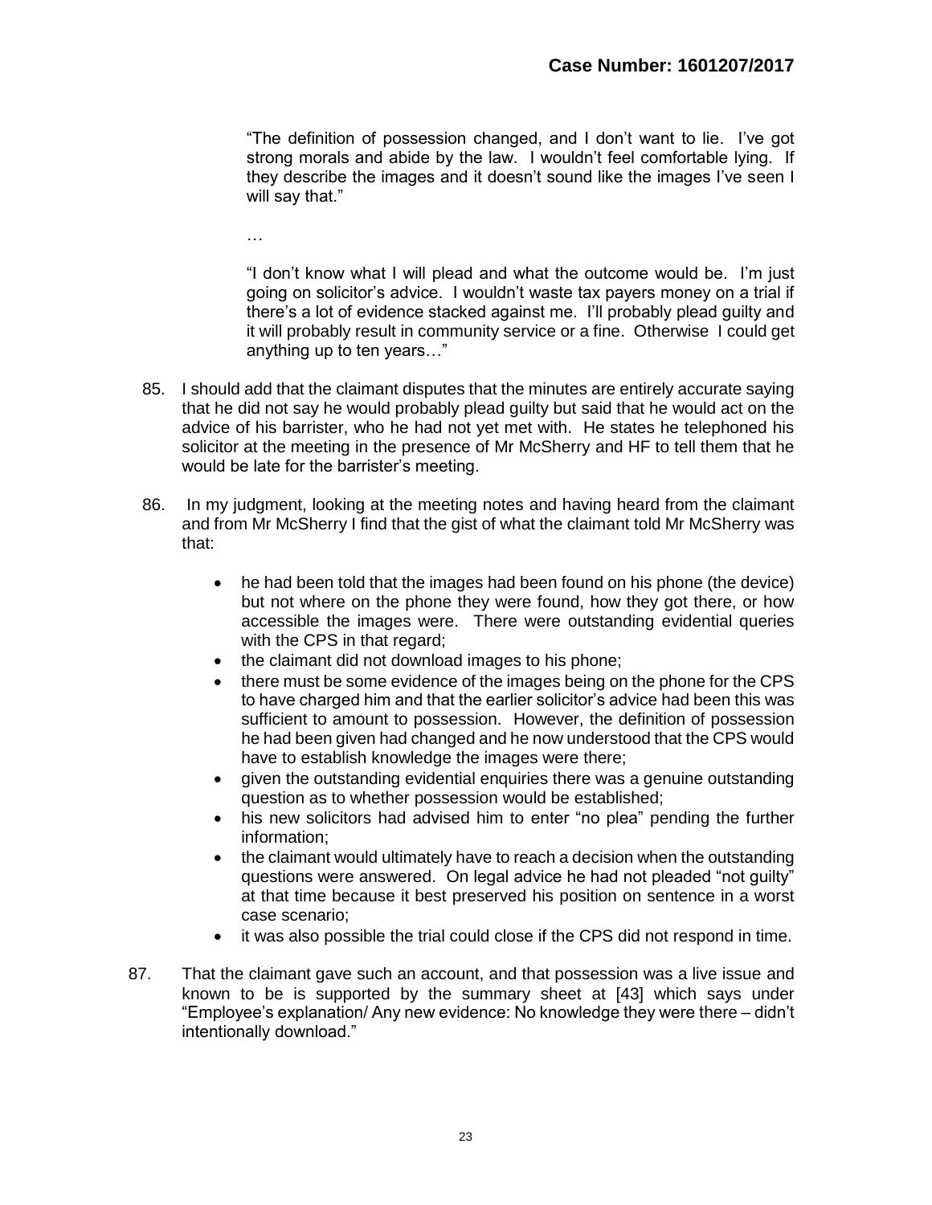"The definition of possession changed, and I don't want to lie. I've got strong morals and abide by the law. I wouldn't feel comfortable lying. If they describe the images and it doesn't sound like the images I've seen I will say that."

…

"I don't know what I will plead and what the outcome would be. I'm just going on solicitor's advice. I wouldn't waste tax payers money on a trial if there's a lot of evidence stacked against me. I'll probably plead guilty and it will probably result in community service or a fine. Otherwise I could get anything up to ten years…"

85. I should add that the claimant disputes that the minutes are entirely accurate saying that he did not say he would probably plead guilty but said that he would act on the advice of his barrister, who he had not yet met with. He states he telephoned his solicitor at the meeting in the presence of Mr McSherry and HF to tell them that he would be late for the barrister's meeting.

86. In my judgment, looking at the meeting notes and having heard from the claimant and from Mr McSherry I find that the gist of what the claimant told Mr McSherry was that:

- he had been told that the images had been found on his phone (the device) but not where on the phone they were found, how they got there, or how accessible the images were. There were outstanding evidential queries with the CPS in that regard;
- the claimant did not download images to his phone;
- there must be some evidence of the images being on the phone for the CPS to have charged him and that the earlier solicitor's advice had been this was sufficient to amount to possession. However, the definition of possession he had been given had changed and he now understood that the CPS would have to establish knowledge the images were there;
- given the outstanding evidential enquiries there was a genuine outstanding question as to whether possession would be established;
- his new solicitors had advised him to enter "no plea" pending the further information;
- the claimant would ultimately have to reach a decision when the outstanding questions were answered. On legal advice he had not pleaded "not guilty" at that time because it best preserved his position on sentence in a worst case scenario;
- it was also possible the trial could close if the CPS did not respond in time.

87. That the claimant gave such an account, and that possession was a live issue and known to be is supported by the summary sheet at [43] which says under "Employee's explanation/ Any new evidence: No knowledge they were there – didn't intentionally download."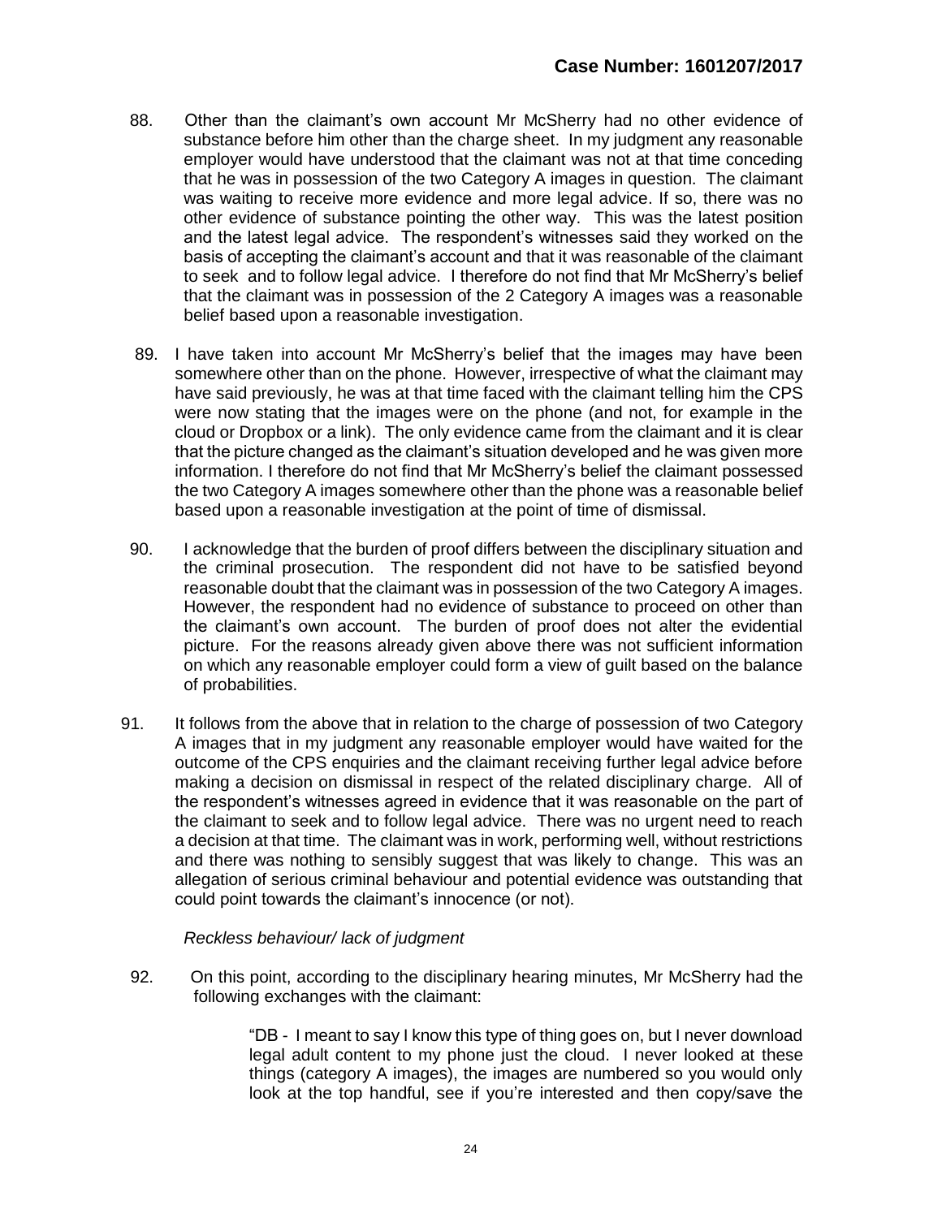88. Other than the claimant's own account Mr McSherry had no other evidence of substance before him other than the charge sheet. In my judgment any reasonable employer would have understood that the claimant was not at that time conceding that he was in possession of the two Category A images in question. The claimant was waiting to receive more evidence and more legal advice. If so, there was no other evidence of substance pointing the other way. This was the latest position and the latest legal advice. The respondent's witnesses said they worked on the basis of accepting the claimant's account and that it was reasonable of the claimant to seek and to follow legal advice. I therefore do not find that Mr McSherry's belief that the claimant was in possession of the 2 Category A images was a reasonable belief based upon a reasonable investigation.

89. I have taken into account Mr McSherry's belief that the images may have been somewhere other than on the phone. However, irrespective of what the claimant may have said previously, he was at that time faced with the claimant telling him the CPS were now stating that the images were on the phone (and not, for example in the cloud or Dropbox or a link). The only evidence came from the claimant and it is clear that the picture changed as the claimant's situation developed and he was given more information. I therefore do not find that Mr McSherry's belief the claimant possessed the two Category A images somewhere other than the phone was a reasonable belief based upon a reasonable investigation at the point of time of dismissal.

90. I acknowledge that the burden of proof differs between the disciplinary situation and the criminal prosecution. The respondent did not have to be satisfied beyond reasonable doubt that the claimant was in possession of the two Category A images. However, the respondent had no evidence of substance to proceed on other than the claimant's own account. The burden of proof does not alter the evidential picture. For the reasons already given above there was not sufficient information on which any reasonable employer could form a view of guilt based on the balance of probabilities.

91. It follows from the above that in relation to the charge of possession of two Category A images that in my judgment any reasonable employer would have waited for the outcome of the CPS enquiries and the claimant receiving further legal advice before making a decision on dismissal in respect of the related disciplinary charge. All of the respondent's witnesses agreed in evidence that it was reasonable on the part of the claimant to seek and to follow legal advice. There was no urgent need to reach a decision at that time. The claimant was in work, performing well, without restrictions and there was nothing to sensibly suggest that was likely to change. This was an allegation of serious criminal behaviour and potential evidence was outstanding that could point towards the claimant's innocence (or not).

*Reckless behaviour/ lack of judgment*

92. On this point, according to the disciplinary hearing minutes, Mr McSherry had the following exchanges with the claimant:

> "DB - I meant to say I know this type of thing goes on, but I never download legal adult content to my phone just the cloud. I never looked at these things (category A images), the images are numbered so you would only look at the top handful, see if you're interested and then copy/save the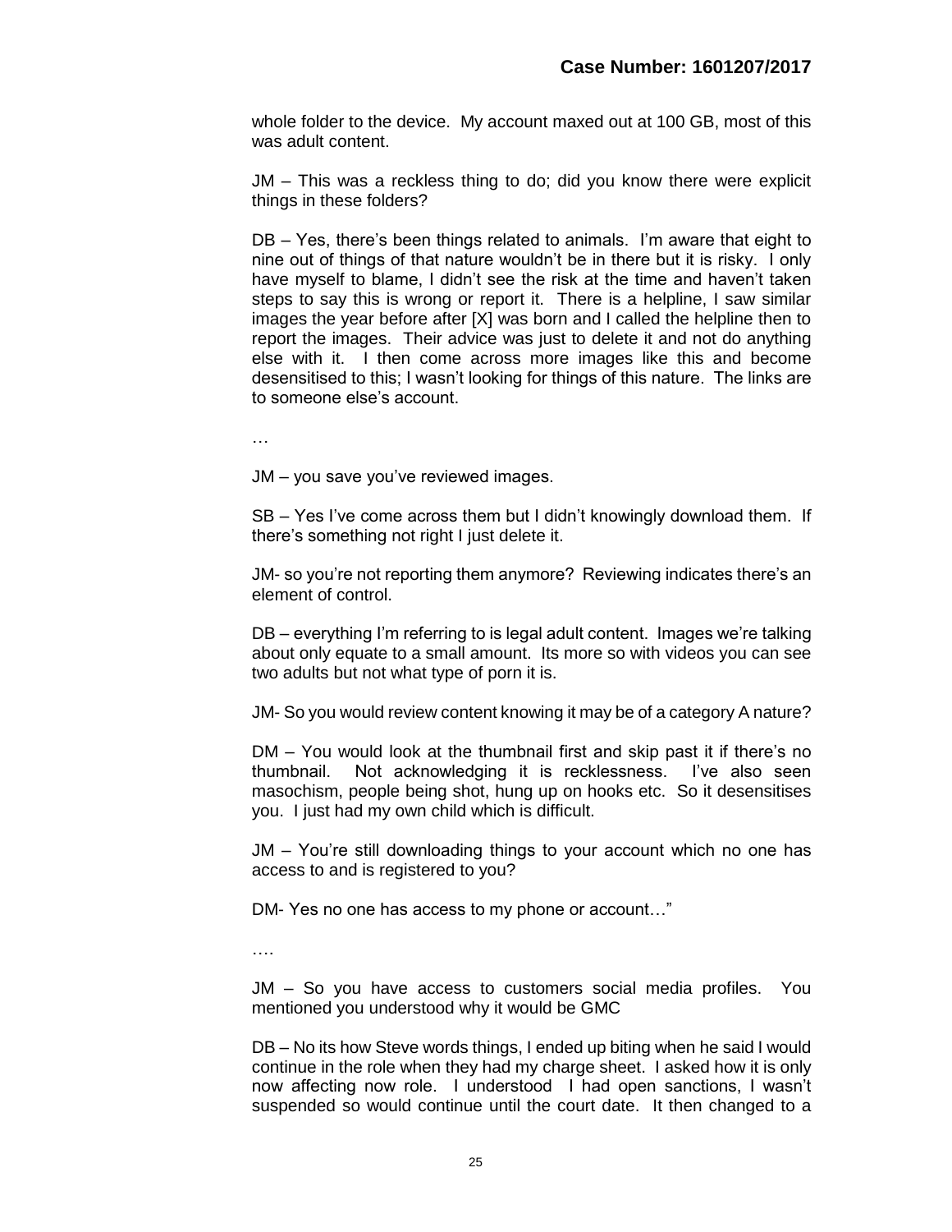whole folder to the device. My account maxed out at 100 GB, most of this was adult content.

JM – This was a reckless thing to do; did you know there were explicit things in these folders?

DB – Yes, there's been things related to animals. I'm aware that eight to nine out of things of that nature wouldn't be in there but it is risky. I only have myself to blame, I didn't see the risk at the time and haven't taken steps to say this is wrong or report it. There is a helpline, I saw similar images the year before after [X] was born and I called the helpline then to report the images. Their advice was just to delete it and not do anything else with it. I then come across more images like this and become desensitised to this; I wasn't looking for things of this nature. The links are to someone else's account.

…

JM – you save you've reviewed images.

SB – Yes I've come across them but I didn't knowingly download them. If there's something not right I just delete it.

JM- so you're not reporting them anymore? Reviewing indicates there's an element of control.

DB – everything I'm referring to is legal adult content. Images we're talking about only equate to a small amount. Its more so with videos you can see two adults but not what type of porn it is.

JM- So you would review content knowing it may be of a category A nature?

DM – You would look at the thumbnail first and skip past it if there's no thumbnail. Not acknowledging it is recklessness. I've also seen masochism, people being shot, hung up on hooks etc. So it desensitises you. I just had my own child which is difficult.

JM – You're still downloading things to your account which no one has access to and is registered to you?

DM- Yes no one has access to my phone or account…"

….

JM – So you have access to customers social media profiles. You mentioned you understood why it would be GMC

DB – No its how Steve words things, I ended up biting when he said I would continue in the role when they had my charge sheet. I asked how it is only now affecting now role. I understood I had open sanctions, I wasn't suspended so would continue until the court date. It then changed to a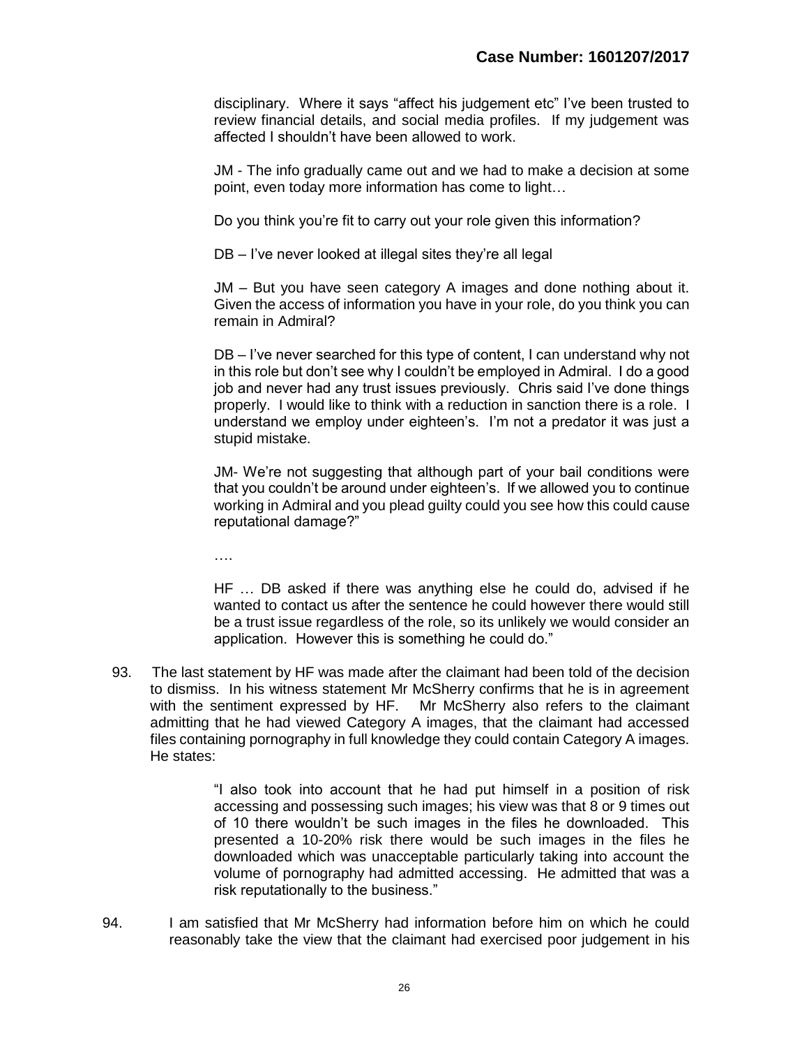disciplinary. Where it says "affect his judgement etc" I've been trusted to review financial details, and social media profiles. If my judgement was affected I shouldn't have been allowed to work.

> JM - The info gradually came out and we had to make a decision at some point, even today more information has come to light…
>
> Do you think you're fit to carry out your role given this information?
>
> DB – I've never looked at illegal sites they're all legal
>
> JM – But you have seen category A images and done nothing about it. Given the access of information you have in your role, do you think you can remain in Admiral?
>
> DB – I've never searched for this type of content, I can understand why not in this role but don't see why I couldn't be employed in Admiral. I do a good job and never had any trust issues previously. Chris said I've done things properly. I would like to think with a reduction in sanction there is a role. I understand we employ under eighteen's. I'm not a predator it was just a stupid mistake.
>
> JM- We're not suggesting that although part of your bail conditions were that you couldn't be around under eighteen's. If we allowed you to continue working in Admiral and you plead guilty could you see how this could cause reputational damage?"
>
> ….
>
> HF … DB asked if there was anything else he could do, advised if he wanted to contact us after the sentence he could however there would still be a trust issue regardless of the role, so its unlikely we would consider an application. However this is something he could do."

93. The last statement by HF was made after the claimant had been told of the decision to dismiss. In his witness statement Mr McSherry confirms that he is in agreement with the sentiment expressed by HF. Mr McSherry also refers to the claimant admitting that he had viewed Category A images, that the claimant had accessed files containing pornography in full knowledge they could contain Category A images. He states:

> "I also took into account that he had put himself in a position of risk accessing and possessing such images; his view was that 8 or 9 times out of 10 there wouldn't be such images in the files he downloaded. This presented a 10-20% risk there would be such images in the files he downloaded which was unacceptable particularly taking into account the volume of pornography had admitted accessing. He admitted that was a risk reputationally to the business."

94. I am satisfied that Mr McSherry had information before him on which he could reasonably take the view that the claimant had exercised poor judgement in his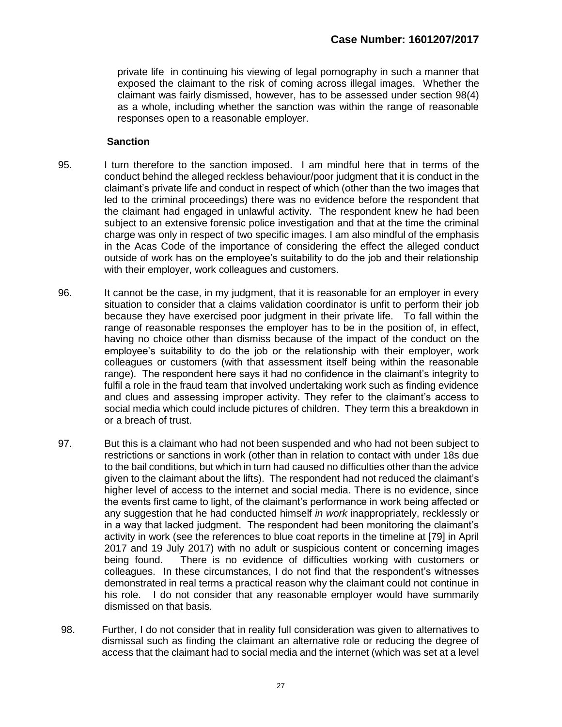private life in continuing his viewing of legal pornography in such a manner that exposed the claimant to the risk of coming across illegal images. Whether the claimant was fairly dismissed, however, has to be assessed under section 98(4) as a whole, including whether the sanction was within the range of reasonable responses open to a reasonable employer.

**Sanction**

95. I turn therefore to the sanction imposed. I am mindful here that in terms of the conduct behind the alleged reckless behaviour/poor judgment that it is conduct in the claimant's private life and conduct in respect of which (other than the two images that led to the criminal proceedings) there was no evidence before the respondent that the claimant had engaged in unlawful activity. The respondent knew he had been subject to an extensive forensic police investigation and that at the time the criminal charge was only in respect of two specific images. I am also mindful of the emphasis in the Acas Code of the importance of considering the effect the alleged conduct outside of work has on the employee's suitability to do the job and their relationship with their employer, work colleagues and customers.

96. It cannot be the case, in my judgment, that it is reasonable for an employer in every situation to consider that a claims validation coordinator is unfit to perform their job because they have exercised poor judgment in their private life. To fall within the range of reasonable responses the employer has to be in the position of, in effect, having no choice other than dismiss because of the impact of the conduct on the employee's suitability to do the job or the relationship with their employer, work colleagues or customers (with that assessment itself being within the reasonable range). The respondent here says it had no confidence in the claimant's integrity to fulfil a role in the fraud team that involved undertaking work such as finding evidence and clues and assessing improper activity. They refer to the claimant's access to social media which could include pictures of children. They term this a breakdown in or a breach of trust.

97. But this is a claimant who had not been suspended and who had not been subject to restrictions or sanctions in work (other than in relation to contact with under 18s due to the bail conditions, but which in turn had caused no difficulties other than the advice given to the claimant about the lifts). The respondent had not reduced the claimant's higher level of access to the internet and social media. There is no evidence, since the events first came to light, of the claimant's performance in work being affected or any suggestion that he had conducted himself *in work* inappropriately, recklessly or in a way that lacked judgment. The respondent had been monitoring the claimant's activity in work (see the references to blue coat reports in the timeline at [79] in April 2017 and 19 July 2017) with no adult or suspicious content or concerning images being found. There is no evidence of difficulties working with customers or colleagues. In these circumstances, I do not find that the respondent's witnesses demonstrated in real terms a practical reason why the claimant could not continue in his role. I do not consider that any reasonable employer would have summarily dismissed on that basis.

98. Further, I do not consider that in reality full consideration was given to alternatives to dismissal such as finding the claimant an alternative role or reducing the degree of access that the claimant had to social media and the internet (which was set at a level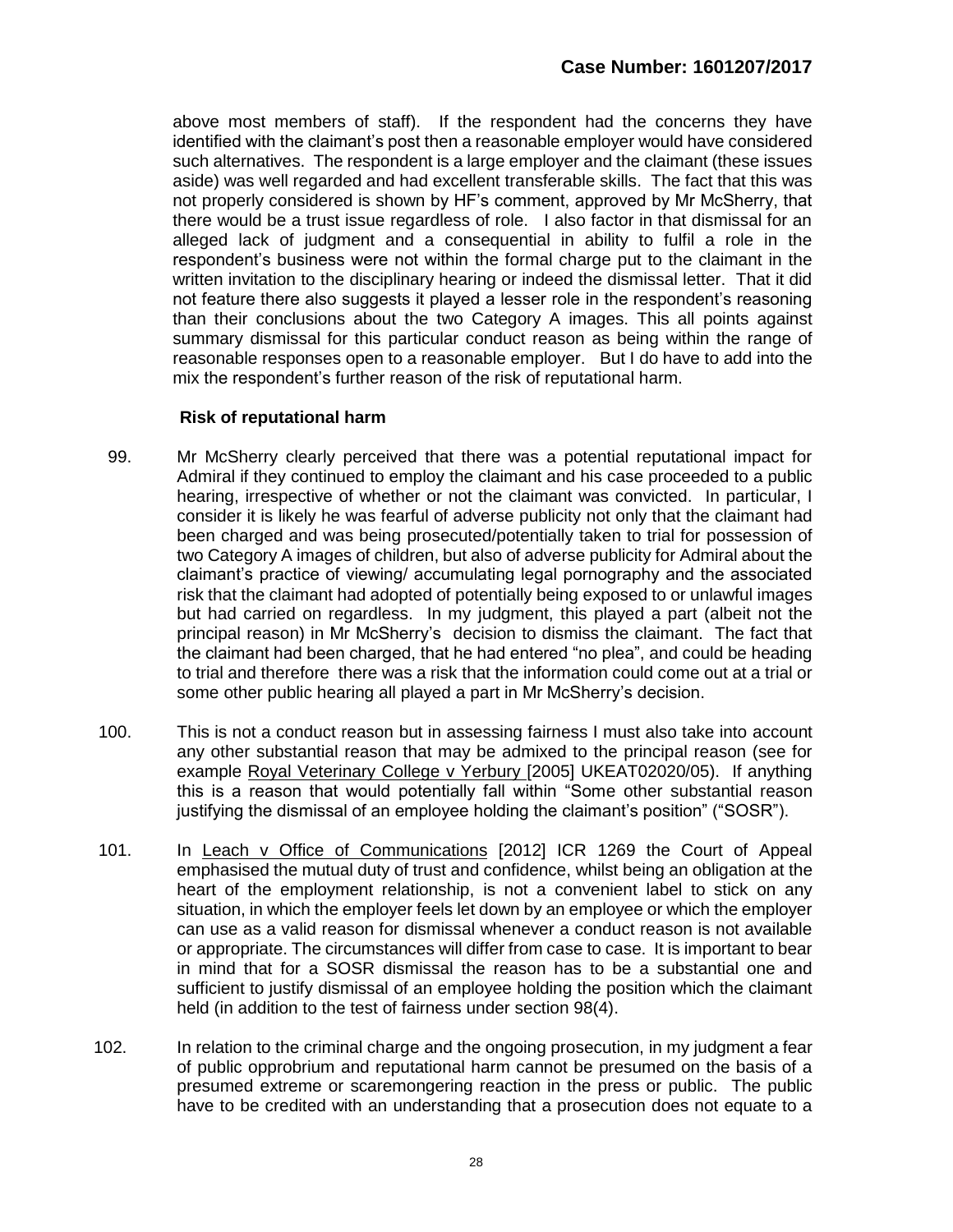above most members of staff). If the respondent had the concerns they have identified with the claimant's post then a reasonable employer would have considered such alternatives. The respondent is a large employer and the claimant (these issues aside) was well regarded and had excellent transferable skills. The fact that this was not properly considered is shown by HF's comment, approved by Mr McSherry, that there would be a trust issue regardless of role. I also factor in that dismissal for an alleged lack of judgment and a consequential in ability to fulfil a role in the respondent's business were not within the formal charge put to the claimant in the written invitation to the disciplinary hearing or indeed the dismissal letter. That it did not feature there also suggests it played a lesser role in the respondent's reasoning than their conclusions about the two Category A images. This all points against summary dismissal for this particular conduct reason as being within the range of reasonable responses open to a reasonable employer. But I do have to add into the mix the respondent's further reason of the risk of reputational harm.

**Risk of reputational harm**

99. Mr McSherry clearly perceived that there was a potential reputational impact for Admiral if they continued to employ the claimant and his case proceeded to a public hearing, irrespective of whether or not the claimant was convicted. In particular, I consider it is likely he was fearful of adverse publicity not only that the claimant had been charged and was being prosecuted/potentially taken to trial for possession of two Category A images of children, but also of adverse publicity for Admiral about the claimant's practice of viewing/ accumulating legal pornography and the associated risk that the claimant had adopted of potentially being exposed to or unlawful images but had carried on regardless. In my judgment, this played a part (albeit not the principal reason) in Mr McSherry's decision to dismiss the claimant. The fact that the claimant had been charged, that he had entered "no plea", and could be heading to trial and therefore there was a risk that the information could come out at a trial or some other public hearing all played a part in Mr McSherry's decision.

100. This is not a conduct reason but in assessing fairness I must also take into account any other substantial reason that may be admixed to the principal reason (see for example Royal Veterinary College v Yerbury [2005] UKEAT02020/05). If anything this is a reason that would potentially fall within "Some other substantial reason justifying the dismissal of an employee holding the claimant's position" ("SOSR").

101. In Leach v Office of Communications [2012] ICR 1269 the Court of Appeal emphasised the mutual duty of trust and confidence, whilst being an obligation at the heart of the employment relationship, is not a convenient label to stick on any situation, in which the employer feels let down by an employee or which the employer can use as a valid reason for dismissal whenever a conduct reason is not available or appropriate. The circumstances will differ from case to case. It is important to bear in mind that for a SOSR dismissal the reason has to be a substantial one and sufficient to justify dismissal of an employee holding the position which the claimant held (in addition to the test of fairness under section 98(4).

102. In relation to the criminal charge and the ongoing prosecution, in my judgment a fear of public opprobrium and reputational harm cannot be presumed on the basis of a presumed extreme or scaremongering reaction in the press or public. The public have to be credited with an understanding that a prosecution does not equate to a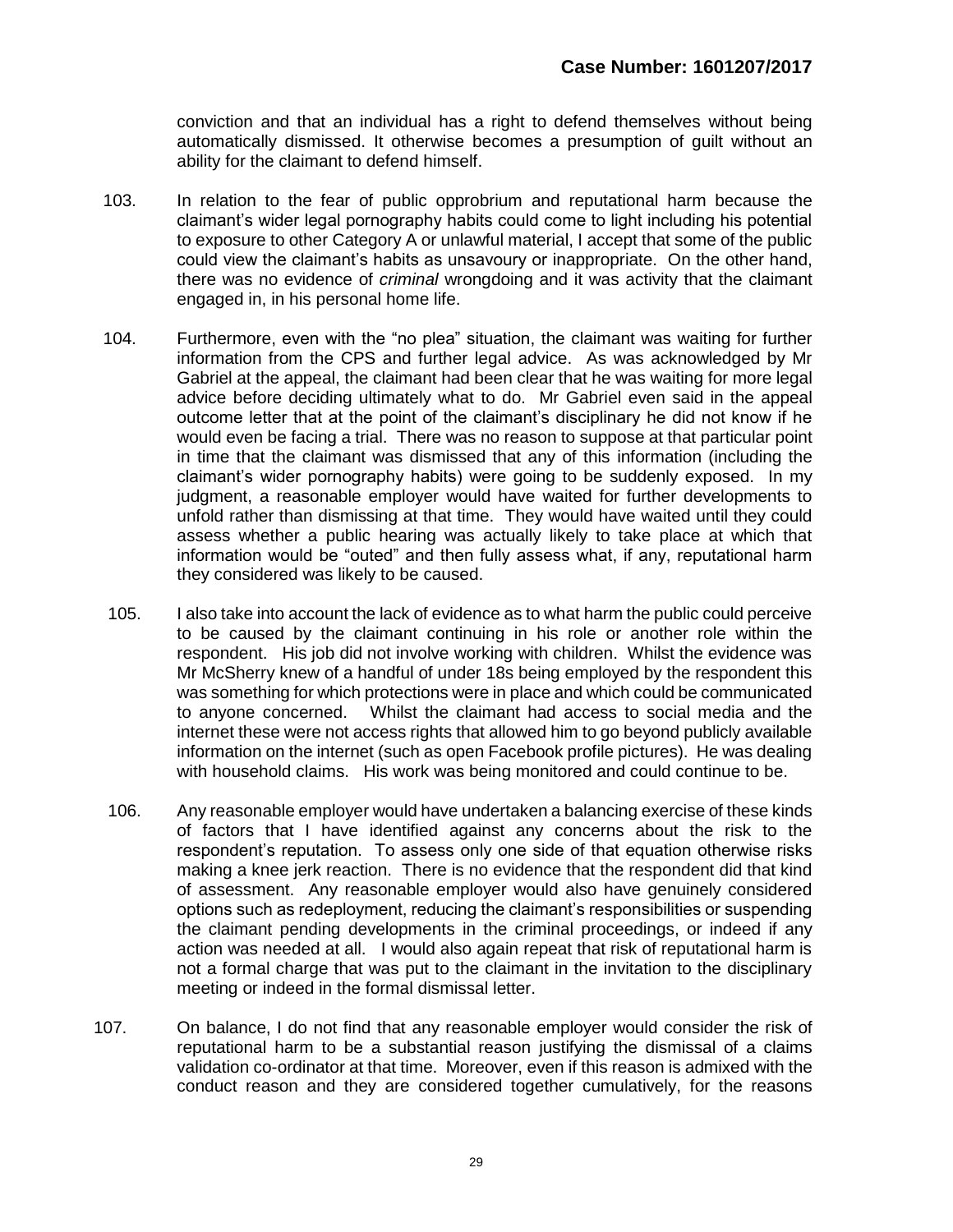conviction and that an individual has a right to defend themselves without being automatically dismissed. It otherwise becomes a presumption of guilt without an ability for the claimant to defend himself.

103. In relation to the fear of public opprobrium and reputational harm because the claimant's wider legal pornography habits could come to light including his potential to exposure to other Category A or unlawful material, I accept that some of the public could view the claimant's habits as unsavoury or inappropriate. On the other hand, there was no evidence of *criminal* wrongdoing and it was activity that the claimant engaged in, in his personal home life.

104. Furthermore, even with the "no plea" situation, the claimant was waiting for further information from the CPS and further legal advice. As was acknowledged by Mr Gabriel at the appeal, the claimant had been clear that he was waiting for more legal advice before deciding ultimately what to do. Mr Gabriel even said in the appeal outcome letter that at the point of the claimant's disciplinary he did not know if he would even be facing a trial. There was no reason to suppose at that particular point in time that the claimant was dismissed that any of this information (including the claimant's wider pornography habits) were going to be suddenly exposed. In my judgment, a reasonable employer would have waited for further developments to unfold rather than dismissing at that time. They would have waited until they could assess whether a public hearing was actually likely to take place at which that information would be "outed" and then fully assess what, if any, reputational harm they considered was likely to be caused.

105. I also take into account the lack of evidence as to what harm the public could perceive to be caused by the claimant continuing in his role or another role within the respondent. His job did not involve working with children. Whilst the evidence was Mr McSherry knew of a handful of under 18s being employed by the respondent this was something for which protections were in place and which could be communicated to anyone concerned. Whilst the claimant had access to social media and the internet these were not access rights that allowed him to go beyond publicly available information on the internet (such as open Facebook profile pictures). He was dealing with household claims. His work was being monitored and could continue to be.

106. Any reasonable employer would have undertaken a balancing exercise of these kinds of factors that I have identified against any concerns about the risk to the respondent's reputation. To assess only one side of that equation otherwise risks making a knee jerk reaction. There is no evidence that the respondent did that kind of assessment. Any reasonable employer would also have genuinely considered options such as redeployment, reducing the claimant's responsibilities or suspending the claimant pending developments in the criminal proceedings, or indeed if any action was needed at all. I would also again repeat that risk of reputational harm is not a formal charge that was put to the claimant in the invitation to the disciplinary meeting or indeed in the formal dismissal letter.

107. On balance, I do not find that any reasonable employer would consider the risk of reputational harm to be a substantial reason justifying the dismissal of a claims validation co-ordinator at that time. Moreover, even if this reason is admixed with the conduct reason and they are considered together cumulatively, for the reasons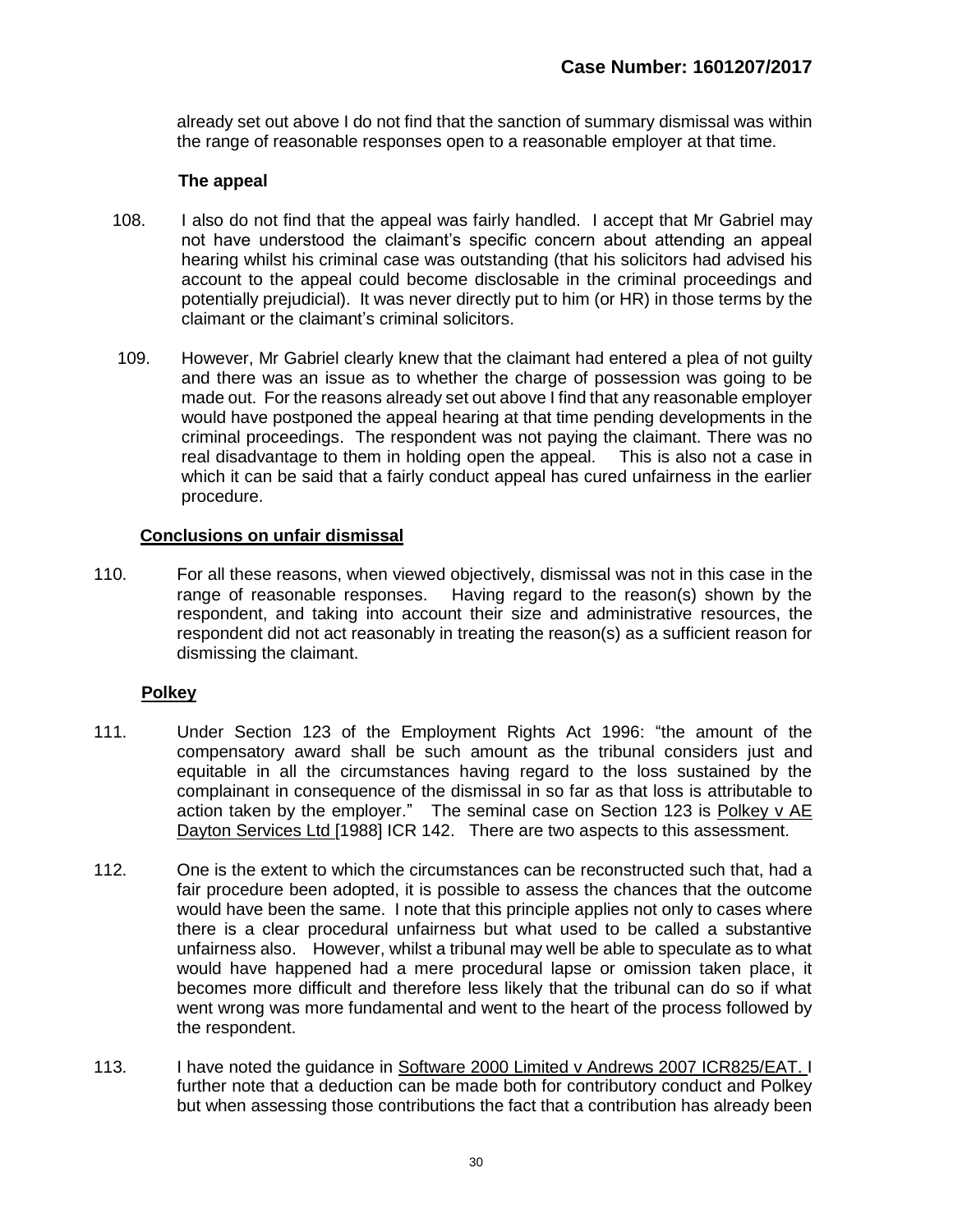already set out above I do not find that the sanction of summary dismissal was within the range of reasonable responses open to a reasonable employer at that time.

**The appeal**

108. I also do not find that the appeal was fairly handled. I accept that Mr Gabriel may not have understood the claimant's specific concern about attending an appeal hearing whilst his criminal case was outstanding (that his solicitors had advised his account to the appeal could become disclosable in the criminal proceedings and potentially prejudicial). It was never directly put to him (or HR) in those terms by the claimant or the claimant's criminal solicitors.

109. However, Mr Gabriel clearly knew that the claimant had entered a plea of not guilty and there was an issue as to whether the charge of possession was going to be made out. For the reasons already set out above I find that any reasonable employer would have postponed the appeal hearing at that time pending developments in the criminal proceedings. The respondent was not paying the claimant. There was no real disadvantage to them in holding open the appeal. This is also not a case in which it can be said that a fairly conduct appeal has cured unfairness in the earlier procedure.

**Conclusions on unfair dismissal**

110. For all these reasons, when viewed objectively, dismissal was not in this case in the range of reasonable responses. Having regard to the reason(s) shown by the respondent, and taking into account their size and administrative resources, the respondent did not act reasonably in treating the reason(s) as a sufficient reason for dismissing the claimant.

**Polkey**

111. Under Section 123 of the Employment Rights Act 1996: "the amount of the compensatory award shall be such amount as the tribunal considers just and equitable in all the circumstances having regard to the loss sustained by the complainant in consequence of the dismissal in so far as that loss is attributable to action taken by the employer." The seminal case on Section 123 is Polkey v AE Dayton Services Ltd [1988] ICR 142. There are two aspects to this assessment.

112. One is the extent to which the circumstances can be reconstructed such that, had a fair procedure been adopted, it is possible to assess the chances that the outcome would have been the same. I note that this principle applies not only to cases where there is a clear procedural unfairness but what used to be called a substantive unfairness also. However, whilst a tribunal may well be able to speculate as to what would have happened had a mere procedural lapse or omission taken place, it becomes more difficult and therefore less likely that the tribunal can do so if what went wrong was more fundamental and went to the heart of the process followed by the respondent.

113. I have noted the guidance in Software 2000 Limited v Andrews 2007 ICR825/EAT. I further note that a deduction can be made both for contributory conduct and Polkey but when assessing those contributions the fact that a contribution has already been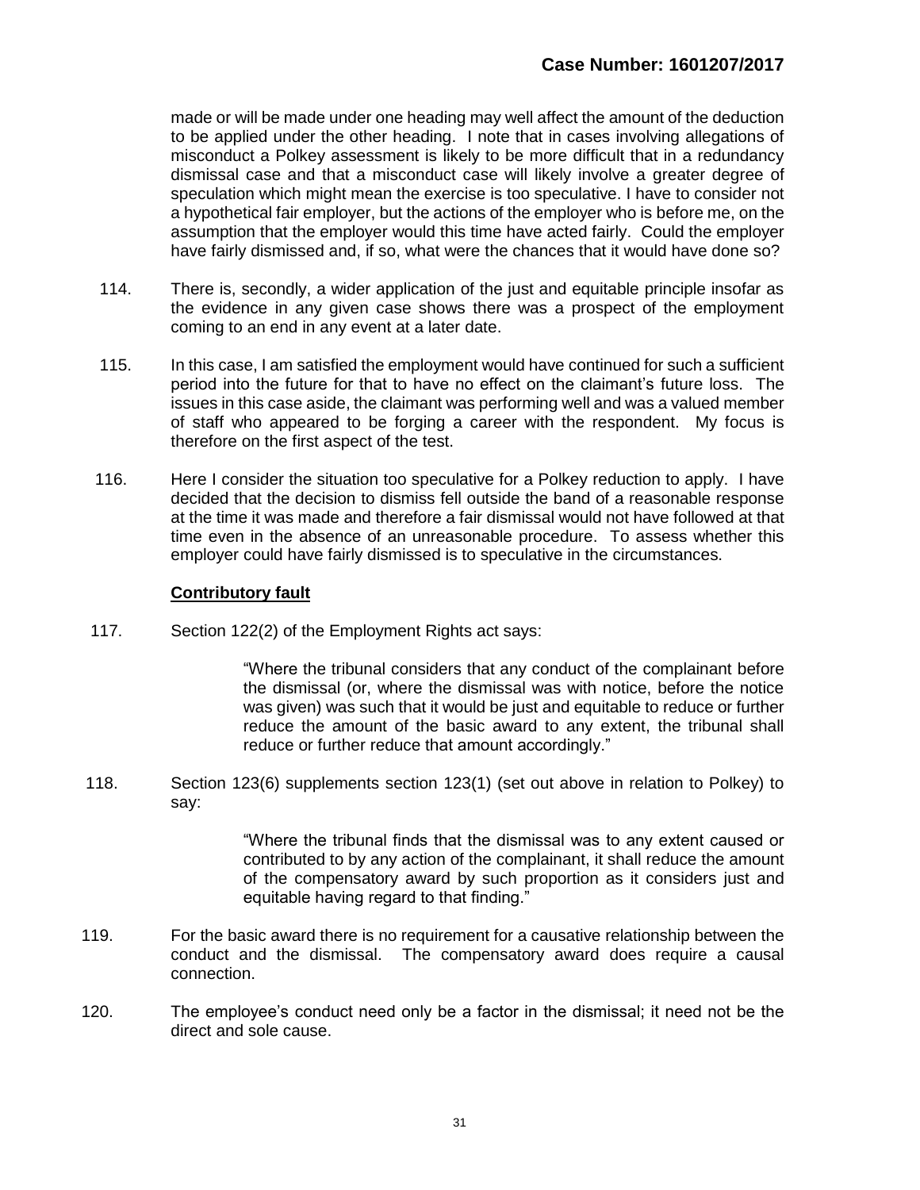made or will be made under one heading may well affect the amount of the deduction to be applied under the other heading. I note that in cases involving allegations of misconduct a Polkey assessment is likely to be more difficult that in a redundancy dismissal case and that a misconduct case will likely involve a greater degree of speculation which might mean the exercise is too speculative. I have to consider not a hypothetical fair employer, but the actions of the employer who is before me, on the assumption that the employer would this time have acted fairly. Could the employer have fairly dismissed and, if so, what were the chances that it would have done so?

114. There is, secondly, a wider application of the just and equitable principle insofar as the evidence in any given case shows there was a prospect of the employment coming to an end in any event at a later date.

115. In this case, I am satisfied the employment would have continued for such a sufficient period into the future for that to have no effect on the claimant's future loss. The issues in this case aside, the claimant was performing well and was a valued member of staff who appeared to be forging a career with the respondent. My focus is therefore on the first aspect of the test.

116. Here I consider the situation too speculative for a Polkey reduction to apply. I have decided that the decision to dismiss fell outside the band of a reasonable response at the time it was made and therefore a fair dismissal would not have followed at that time even in the absence of an unreasonable procedure. To assess whether this employer could have fairly dismissed is to speculative in the circumstances.

**Contributory fault**

117. Section 122(2) of the Employment Rights act says:

> "Where the tribunal considers that any conduct of the complainant before the dismissal (or, where the dismissal was with notice, before the notice was given) was such that it would be just and equitable to reduce or further reduce the amount of the basic award to any extent, the tribunal shall reduce or further reduce that amount accordingly."

118. Section 123(6) supplements section 123(1) (set out above in relation to Polkey) to say:

> "Where the tribunal finds that the dismissal was to any extent caused or contributed to by any action of the complainant, it shall reduce the amount of the compensatory award by such proportion as it considers just and equitable having regard to that finding."

119. For the basic award there is no requirement for a causative relationship between the conduct and the dismissal. The compensatory award does require a causal connection.

120. The employee's conduct need only be a factor in the dismissal; it need not be the direct and sole cause.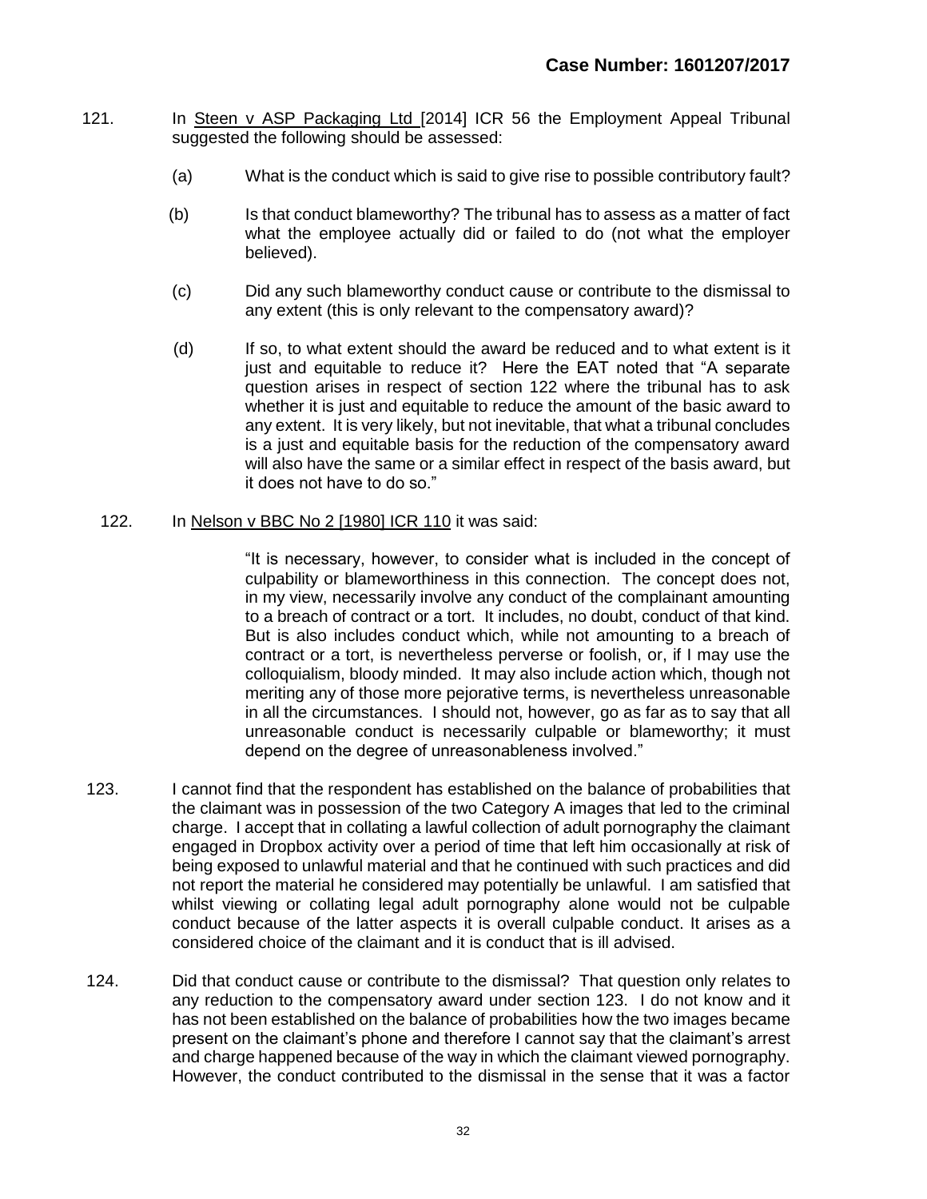121. In Steen v ASP Packaging Ltd [2014] ICR 56 the Employment Appeal Tribunal suggested the following should be assessed:

   (a) What is the conduct which is said to give rise to possible contributory fault?

   (b) Is that conduct blameworthy? The tribunal has to assess as a matter of fact what the employee actually did or failed to do (not what the employer believed).

   (c) Did any such blameworthy conduct cause or contribute to the dismissal to any extent (this is only relevant to the compensatory award)?

   (d) If so, to what extent should the award be reduced and to what extent is it just and equitable to reduce it? Here the EAT noted that "A separate question arises in respect of section 122 where the tribunal has to ask whether it is just and equitable to reduce the amount of the basic award to any extent. It is very likely, but not inevitable, that what a tribunal concludes is a just and equitable basis for the reduction of the compensatory award will also have the same or a similar effect in respect of the basis award, but it does not have to do so."

122. In Nelson v BBC No 2 [1980] ICR 110 it was said:

> "It is necessary, however, to consider what is included in the concept of culpability or blameworthiness in this connection. The concept does not, in my view, necessarily involve any conduct of the complainant amounting to a breach of contract or a tort. It includes, no doubt, conduct of that kind. But is also includes conduct which, while not amounting to a breach of contract or a tort, is nevertheless perverse or foolish, or, if I may use the colloquialism, bloody minded. It may also include action which, though not meriting any of those more pejorative terms, is nevertheless unreasonable in all the circumstances. I should not, however, go as far as to say that all unreasonable conduct is necessarily culpable or blameworthy; it must depend on the degree of unreasonableness involved."

123. I cannot find that the respondent has established on the balance of probabilities that the claimant was in possession of the two Category A images that led to the criminal charge. I accept that in collating a lawful collection of adult pornography the claimant engaged in Dropbox activity over a period of time that left him occasionally at risk of being exposed to unlawful material and that he continued with such practices and did not report the material he considered may potentially be unlawful. I am satisfied that whilst viewing or collating legal adult pornography alone would not be culpable conduct because of the latter aspects it is overall culpable conduct. It arises as a considered choice of the claimant and it is conduct that is ill advised.

124. Did that conduct cause or contribute to the dismissal? That question only relates to any reduction to the compensatory award under section 123. I do not know and it has not been established on the balance of probabilities how the two images became present on the claimant's phone and therefore I cannot say that the claimant's arrest and charge happened because of the way in which the claimant viewed pornography. However, the conduct contributed to the dismissal in the sense that it was a factor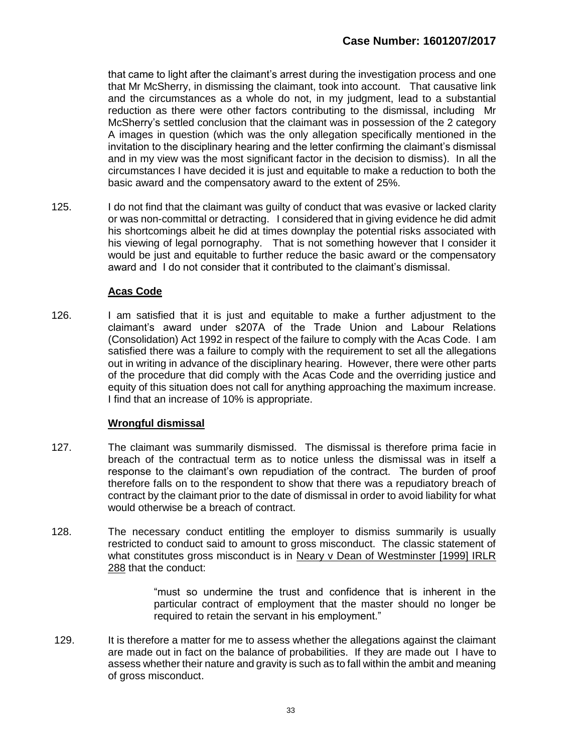that came to light after the claimant's arrest during the investigation process and one that Mr McSherry, in dismissing the claimant, took into account. That causative link and the circumstances as a whole do not, in my judgment, lead to a substantial reduction as there were other factors contributing to the dismissal, including Mr McSherry's settled conclusion that the claimant was in possession of the 2 category A images in question (which was the only allegation specifically mentioned in the invitation to the disciplinary hearing and the letter confirming the claimant's dismissal and in my view was the most significant factor in the decision to dismiss). In all the circumstances I have decided it is just and equitable to make a reduction to both the basic award and the compensatory award to the extent of 25%.

125. I do not find that the claimant was guilty of conduct that was evasive or lacked clarity or was non-committal or detracting. I considered that in giving evidence he did admit his shortcomings albeit he did at times downplay the potential risks associated with his viewing of legal pornography. That is not something however that I consider it would be just and equitable to further reduce the basic award or the compensatory award and I do not consider that it contributed to the claimant's dismissal.

### **Acas Code**

126. I am satisfied that it is just and equitable to make a further adjustment to the claimant's award under s207A of the Trade Union and Labour Relations (Consolidation) Act 1992 in respect of the failure to comply with the Acas Code. I am satisfied there was a failure to comply with the requirement to set all the allegations out in writing in advance of the disciplinary hearing. However, there were other parts of the procedure that did comply with the Acas Code and the overriding justice and equity of this situation does not call for anything approaching the maximum increase. I find that an increase of 10% is appropriate.

### **Wrongful dismissal**

127. The claimant was summarily dismissed. The dismissal is therefore prima facie in breach of the contractual term as to notice unless the dismissal was in itself a response to the claimant's own repudiation of the contract. The burden of proof therefore falls on to the respondent to show that there was a repudiatory breach of contract by the claimant prior to the date of dismissal in order to avoid liability for what would otherwise be a breach of contract.

128. The necessary conduct entitling the employer to dismiss summarily is usually restricted to conduct said to amount to gross misconduct. The classic statement of what constitutes gross misconduct is in Neary v Dean of Westminster [1999] IRLR 288 that the conduct:

> "must so undermine the trust and confidence that is inherent in the particular contract of employment that the master should no longer be required to retain the servant in his employment."

129. It is therefore a matter for me to assess whether the allegations against the claimant are made out in fact on the balance of probabilities. If they are made out I have to assess whether their nature and gravity is such as to fall within the ambit and meaning of gross misconduct.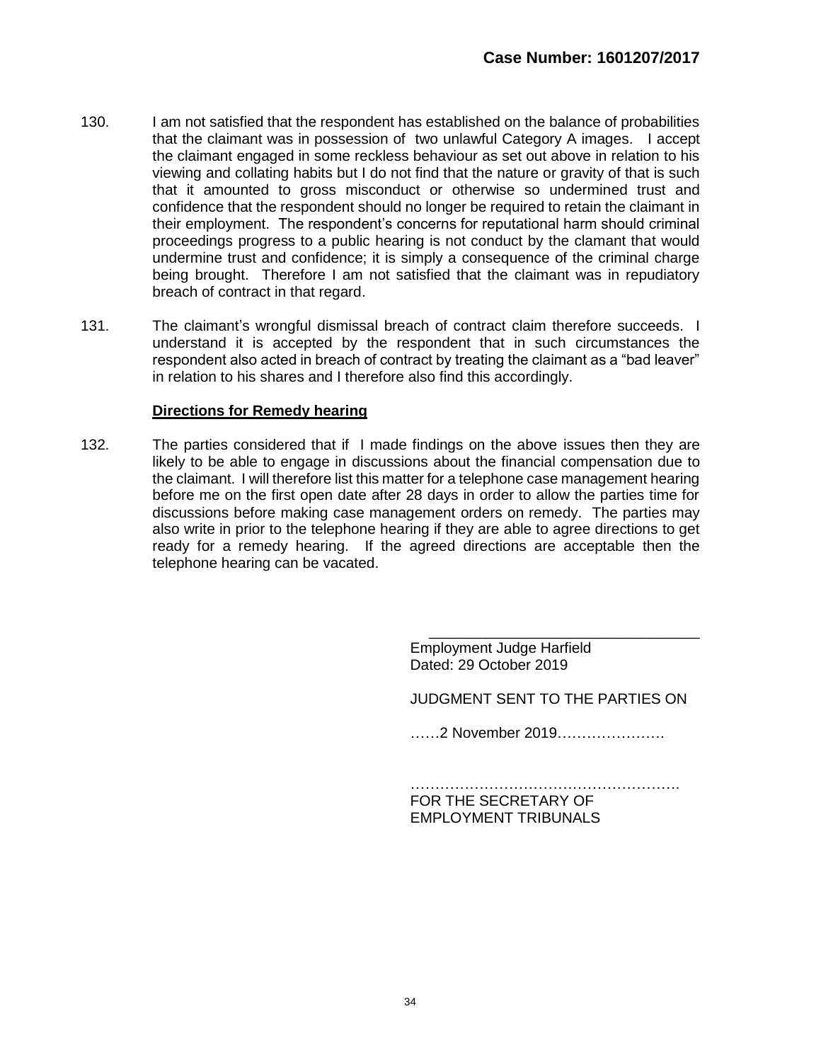130. I am not satisfied that the respondent has established on the balance of probabilities that the claimant was in possession of two unlawful Category A images. I accept the claimant engaged in some reckless behaviour as set out above in relation to his viewing and collating habits but I do not find that the nature or gravity of that is such that it amounted to gross misconduct or otherwise so undermined trust and confidence that the respondent should no longer be required to retain the claimant in their employment. The respondent's concerns for reputational harm should criminal proceedings progress to a public hearing is not conduct by the clamant that would undermine trust and confidence; it is simply a consequence of the criminal charge being brought. Therefore I am not satisfied that the claimant was in repudiatory breach of contract in that regard.

131. The claimant's wrongful dismissal breach of contract claim therefore succeeds. I understand it is accepted by the respondent that in such circumstances the respondent also acted in breach of contract by treating the claimant as a "bad leaver" in relation to his shares and I therefore also find this accordingly.

**Directions for Remedy hearing**

132. The parties considered that if I made findings on the above issues then they are likely to be able to engage in discussions about the financial compensation due to the claimant. I will therefore list this matter for a telephone case management hearing before me on the first open date after 28 days in order to allow the parties time for discussions before making case management orders on remedy. The parties may also write in prior to the telephone hearing if they are able to agree directions to get ready for a remedy hearing. If the agreed directions are acceptable then the telephone hearing can be vacated.

\_\_\_\_\_\_\_\_\_\_\_\_\_\_\_\_\_\_\_\_\_\_\_\_\_\_\_\_\_\_\_\_\_

Employment Judge Harfield
Dated: 29 October 2019

JUDGMENT SENT TO THE PARTIES ON

……2 November 2019………………….

……………………………………………….
FOR THE SECRETARY OF
EMPLOYMENT TRIBUNALS